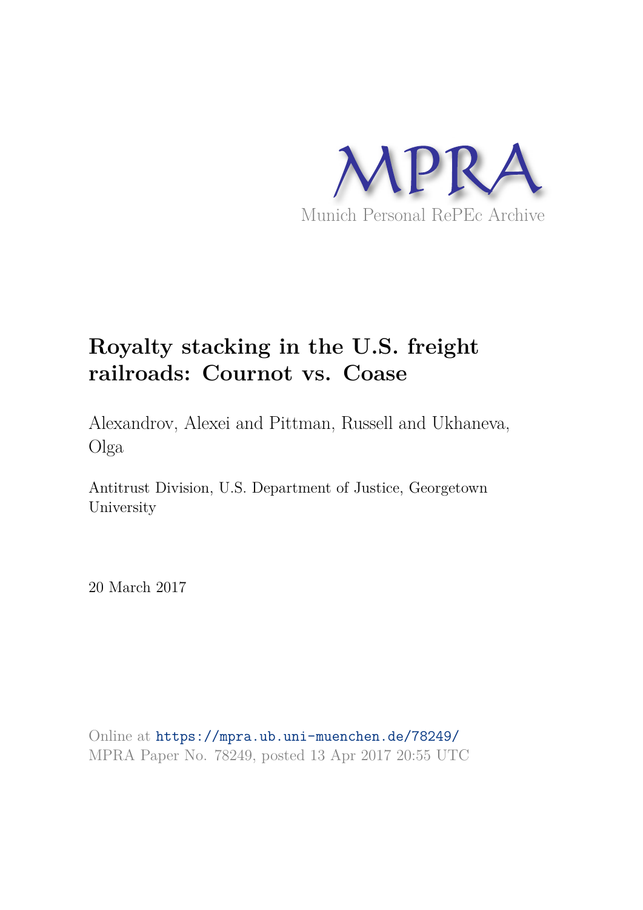MPRA

Munich Personal RePEc Archive

# Royalty stacking in the U.S. freight railroads: Cournot vs. Coase

Alexandrov, Alexei and Pittman, Russell and Ukhaneva, Olga

Antitrust Division, U.S. Department of Justice, Georgetown University

20 March 2017

Online at https://mpra.ub.uni-muenchen.de/78249/
MPRA Paper No. 78249, posted 13 Apr 2017 20:55 UTC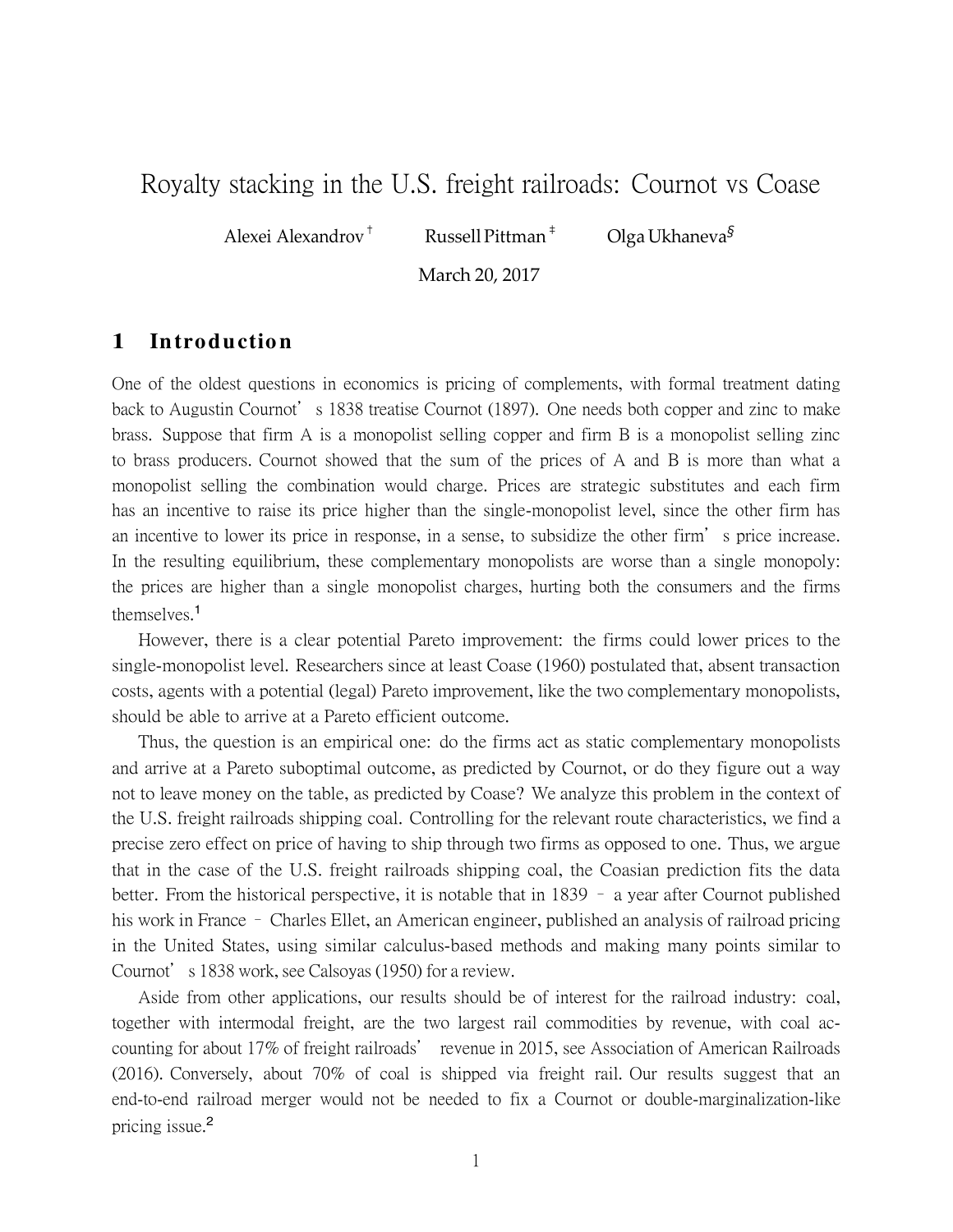# Royalty stacking in the U.S. freight railroads: Cournot vs Coase

Alexei Alexandrov [†] Russell Pittman [‡] Olga Ukhaneva[§]

March 20, 2017

## 1 Introduction

One of the oldest questions in economics is pricing of complements, with formal treatment dating back to Augustin Cournot's 1838 treatise Cournot (1897). One needs both copper and zinc to make brass. Suppose that firm A is a monopolist selling copper and firm B is a monopolist selling zinc to brass producers. Cournot showed that the sum of the prices of A and B is more than what a monopolist selling the combination would charge. Prices are strategic substitutes and each firm has an incentive to raise its price higher than the single-monopolist level, since the other firm has an incentive to lower its price in response, in a sense, to subsidize the other firm's price increase. In the resulting equilibrium, these complementary monopolists are worse than a single monopoly: the prices are higher than a single monopolist charges, hurting both the consumers and the firms themselves.[1]

However, there is a clear potential Pareto improvement: the firms could lower prices to the single-monopolist level. Researchers since at least Coase (1960) postulated that, absent transaction costs, agents with a potential (legal) Pareto improvement, like the two complementary monopolists, should be able to arrive at a Pareto efficient outcome.

Thus, the question is an empirical one: do the firms act as static complementary monopolists and arrive at a Pareto suboptimal outcome, as predicted by Cournot, or do they figure out a way not to leave money on the table, as predicted by Coase? We analyze this problem in the context of the U.S. freight railroads shipping coal. Controlling for the relevant route characteristics, we find a precise zero effect on price of having to ship through two firms as opposed to one. Thus, we argue that in the case of the U.S. freight railroads shipping coal, the Coasian prediction fits the data better. From the historical perspective, it is notable that in 1839 – a year after Cournot published his work in France – Charles Ellet, an American engineer, published an analysis of railroad pricing in the United States, using similar calculus-based methods and making many points similar to Cournot's 1838 work, see Calsoyas (1950) for a review.

Aside from other applications, our results should be of interest for the railroad industry: coal, together with intermodal freight, are the two largest rail commodities by revenue, with coal accounting for about 17% of freight railroads' revenue in 2015, see Association of American Railroads (2016). Conversely, about 70% of coal is shipped via freight rail. Our results suggest that an end-to-end railroad merger would not be needed to fix a Cournot or double-marginalization-like pricing issue.[2]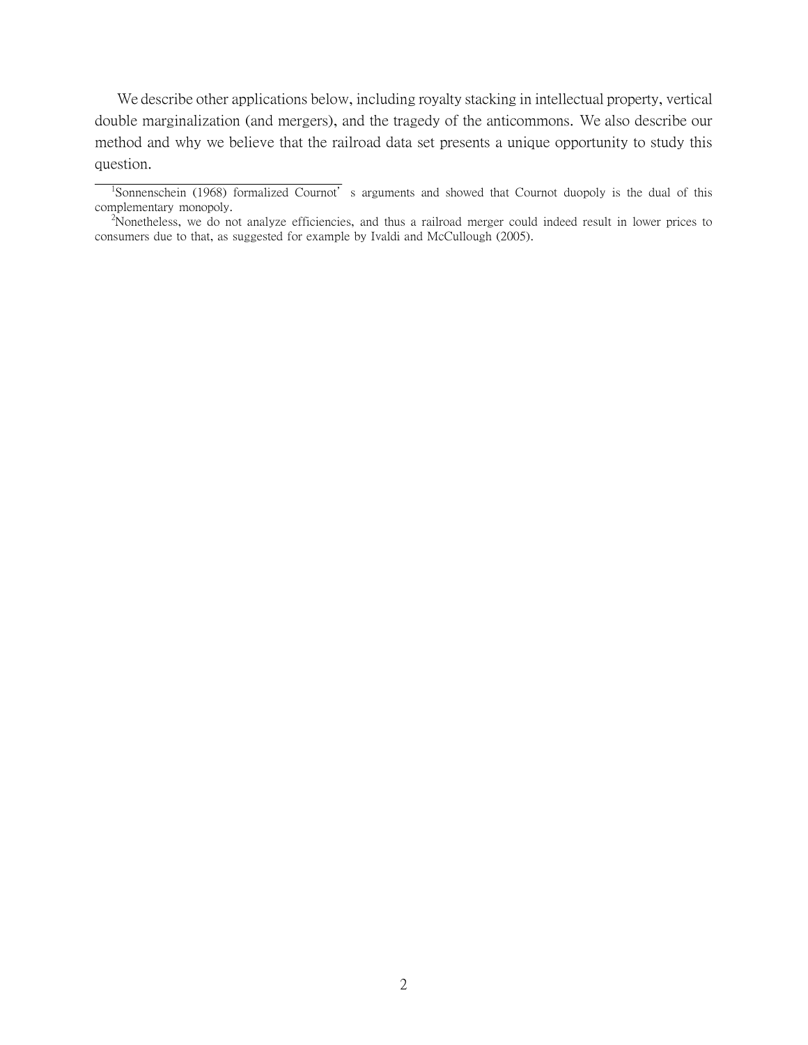We describe other applications below, including royalty stacking in intellectual property, vertical double marginalization (and mergers), and the tragedy of the anticommons. We also describe our method and why we believe that the railroad data set presents a unique opportunity to study this question.

---

[1] Sonnenschein (1968) formalized Cournot's arguments and showed that Cournot duopoly is the dual of this complementary monopoly.

[2] Nonetheless, we do not analyze efficiencies, and thus a railroad merger could indeed result in lower prices to consumers due to that, as suggested for example by Ivaldi and McCullough (2005).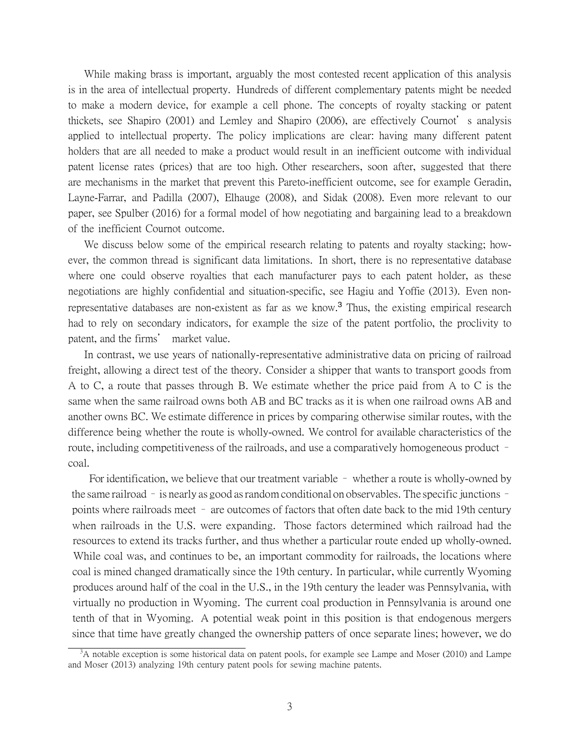While making brass is important, arguably the most contested recent application of this analysis is in the area of intellectual property. Hundreds of different complementary patents might be needed to make a modern device, for example a cell phone. The concepts of royalty stacking or patent thickets, see Shapiro (2001) and Lemley and Shapiro (2006), are effectively Cournot's analysis applied to intellectual property. The policy implications are clear: having many different patent holders that are all needed to make a product would result in an inefficient outcome with individual patent license rates (prices) that are too high. Other researchers, soon after, suggested that there are mechanisms in the market that prevent this Pareto-inefficient outcome, see for example Geradin, Layne-Farrar, and Padilla (2007), Elhauge (2008), and Sidak (2008). Even more relevant to our paper, see Spulber (2016) for a formal model of how negotiating and bargaining lead to a breakdown of the inefficient Cournot outcome.

We discuss below some of the empirical research relating to patents and royalty stacking; however, the common thread is significant data limitations. In short, there is no representative database where one could observe royalties that each manufacturer pays to each patent holder, as these negotiations are highly confidential and situation-specific, see Hagiu and Yoffie (2013). Even non-representative databases are non-existent as far as we know.[3] Thus, the existing empirical research had to rely on secondary indicators, for example the size of the patent portfolio, the proclivity to patent, and the firms' market value.

In contrast, we use years of nationally-representative administrative data on pricing of railroad freight, allowing a direct test of the theory. Consider a shipper that wants to transport goods from A to C, a route that passes through B. We estimate whether the price paid from A to C is the same when the same railroad owns both AB and BC tracks as it is when one railroad owns AB and another owns BC. We estimate difference in prices by comparing otherwise similar routes, with the difference being whether the route is wholly-owned. We control for available characteristics of the route, including competitiveness of the railroads, and use a comparatively homogeneous product – coal.

For identification, we believe that our treatment variable – whether a route is wholly-owned by the same railroad – is nearly as good as random conditional on observables. The specific junctions – points where railroads meet – are outcomes of factors that often date back to the mid 19th century when railroads in the U.S. were expanding. Those factors determined which railroad had the resources to extend its tracks further, and thus whether a particular route ended up wholly-owned. While coal was, and continues to be, an important commodity for railroads, the locations where coal is mined changed dramatically since the 19th century. In particular, while currently Wyoming produces around half of the coal in the U.S., in the 19th century the leader was Pennsylvania, with virtually no production in Wyoming. The current coal production in Pennsylvania is around one tenth of that in Wyoming. A potential weak point in this position is that endogenous mergers since that time have greatly changed the ownership patters of once separate lines; however, we do

[3] A notable exception is some historical data on patent pools, for example see Lampe and Moser (2010) and Lampe and Moser (2013) analyzing 19th century patent pools for sewing machine patents.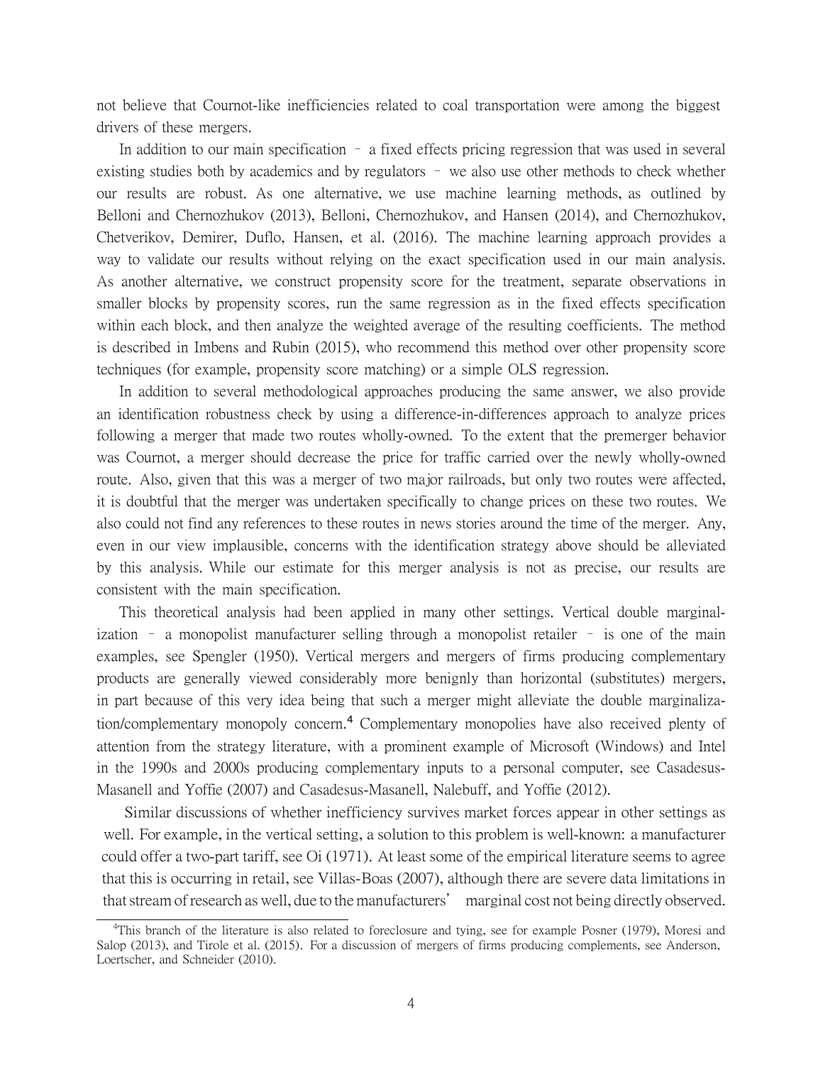not believe that Cournot-like inefficiencies related to coal transportation were among the biggest drivers of these mergers.

In addition to our main specification – a fixed effects pricing regression that was used in several existing studies both by academics and by regulators – we also use other methods to check whether our results are robust. As one alternative, we use machine learning methods, as outlined by Belloni and Chernozhukov (2013), Belloni, Chernozhukov, and Hansen (2014), and Chernozhukov, Chetverikov, Demirer, Duflo, Hansen, et al. (2016). The machine learning approach provides a way to validate our results without relying on the exact specification used in our main analysis. As another alternative, we construct propensity score for the treatment, separate observations in smaller blocks by propensity scores, run the same regression as in the fixed effects specification within each block, and then analyze the weighted average of the resulting coefficients. The method is described in Imbens and Rubin (2015), who recommend this method over other propensity score techniques (for example, propensity score matching) or a simple OLS regression.

In addition to several methodological approaches producing the same answer, we also provide an identification robustness check by using a difference-in-differences approach to analyze prices following a merger that made two routes wholly-owned. To the extent that the premerger behavior was Cournot, a merger should decrease the price for traffic carried over the newly wholly-owned route. Also, given that this was a merger of two major railroads, but only two routes were affected, it is doubtful that the merger was undertaken specifically to change prices on these two routes. We also could not find any references to these routes in news stories around the time of the merger. Any, even in our view implausible, concerns with the identification strategy above should be alleviated by this analysis. While our estimate for this merger analysis is not as precise, our results are consistent with the main specification.

This theoretical analysis had been applied in many other settings. Vertical double marginalization – a monopolist manufacturer selling through a monopolist retailer – is one of the main examples, see Spengler (1950). Vertical mergers and mergers of firms producing complementary products are generally viewed considerably more benignly than horizontal (substitutes) mergers, in part because of this very idea being that such a merger might alleviate the double marginalization/complementary monopoly concern.[4] Complementary monopolies have also received plenty of attention from the strategy literature, with a prominent example of Microsoft (Windows) and Intel in the 1990s and 2000s producing complementary inputs to a personal computer, see Casadesus-Masanell and Yoffie (2007) and Casadesus-Masanell, Nalebuff, and Yoffie (2012).

Similar discussions of whether inefficiency survives market forces appear in other settings as well. For example, in the vertical setting, a solution to this problem is well-known: a manufacturer could offer a two-part tariff, see Oi (1971). At least some of the empirical literature seems to agree that this is occurring in retail, see Villas-Boas (2007), although there are severe data limitations in that stream of research as well, due to the manufacturers' marginal cost not being directly observed.

[4]This branch of the literature is also related to foreclosure and tying, see for example Posner (1979), Moresi and Salop (2013), and Tirole et al. (2015). For a discussion of mergers of firms producing complements, see Anderson, Loertscher, and Schneider (2010).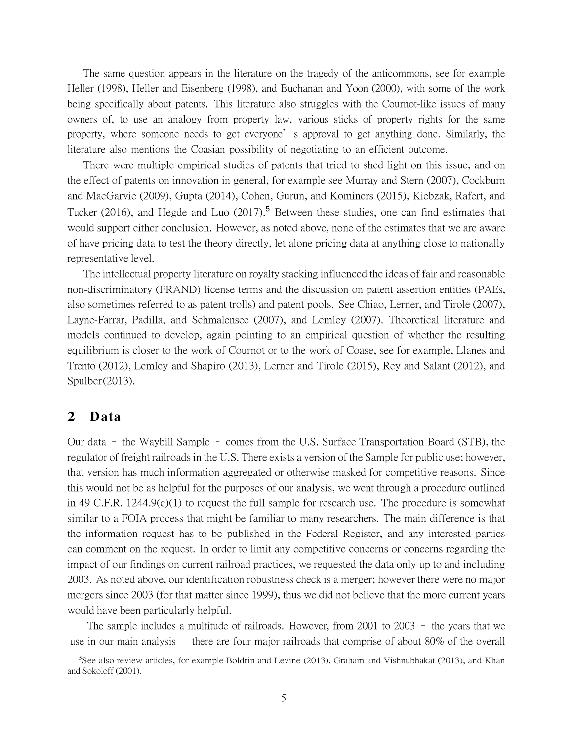The same question appears in the literature on the tragedy of the anticommons, see for example Heller (1998), Heller and Eisenberg (1998), and Buchanan and Yoon (2000), with some of the work being specifically about patents. This literature also struggles with the Cournot-like issues of many owners of, to use an analogy from property law, various sticks of property rights for the same property, where someone needs to get everyone's approval to get anything done. Similarly, the literature also mentions the Coasian possibility of negotiating to an efficient outcome.

There were multiple empirical studies of patents that tried to shed light on this issue, and on the effect of patents on innovation in general, for example see Murray and Stern (2007), Cockburn and MacGarvie (2009), Gupta (2014), Cohen, Gurun, and Kominers (2015), Kiebzak, Rafert, and Tucker (2016), and Hegde and Luo (2017).[5] Between these studies, one can find estimates that would support either conclusion. However, as noted above, none of the estimates that we are aware of have pricing data to test the theory directly, let alone pricing data at anything close to nationally representative level.

The intellectual property literature on royalty stacking influenced the ideas of fair and reasonable non-discriminatory (FRAND) license terms and the discussion on patent assertion entities (PAEs, also sometimes referred to as patent trolls) and patent pools. See Chiao, Lerner, and Tirole (2007), Layne-Farrar, Padilla, and Schmalensee (2007), and Lemley (2007). Theoretical literature and models continued to develop, again pointing to an empirical question of whether the resulting equilibrium is closer to the work of Cournot or to the work of Coase, see for example, Llanes and Trento (2012), Lemley and Shapiro (2013), Lerner and Tirole (2015), Rey and Salant (2012), and Spulber (2013).

## 2 Data

Our data – the Waybill Sample – comes from the U.S. Surface Transportation Board (STB), the regulator of freight railroads in the U.S. There exists a version of the Sample for public use; however, that version has much information aggregated or otherwise masked for competitive reasons. Since this would not be as helpful for the purposes of our analysis, we went through a procedure outlined in 49 C.F.R. 1244.9(c)(1) to request the full sample for research use. The procedure is somewhat similar to a FOIA process that might be familiar to many researchers. The main difference is that the information request has to be published in the Federal Register, and any interested parties can comment on the request. In order to limit any competitive concerns or concerns regarding the impact of our findings on current railroad practices, we requested the data only up to and including 2003. As noted above, our identification robustness check is a merger; however there were no major mergers since 2003 (for that matter since 1999), thus we did not believe that the more current years would have been particularly helpful.

The sample includes a multitude of railroads. However, from 2001 to 2003 – the years that we use in our main analysis – there are four major railroads that comprise of about 80% of the overall

[5] See also review articles, for example Boldrin and Levine (2013), Graham and Vishnubhakat (2013), and Khan and Sokoloff (2001).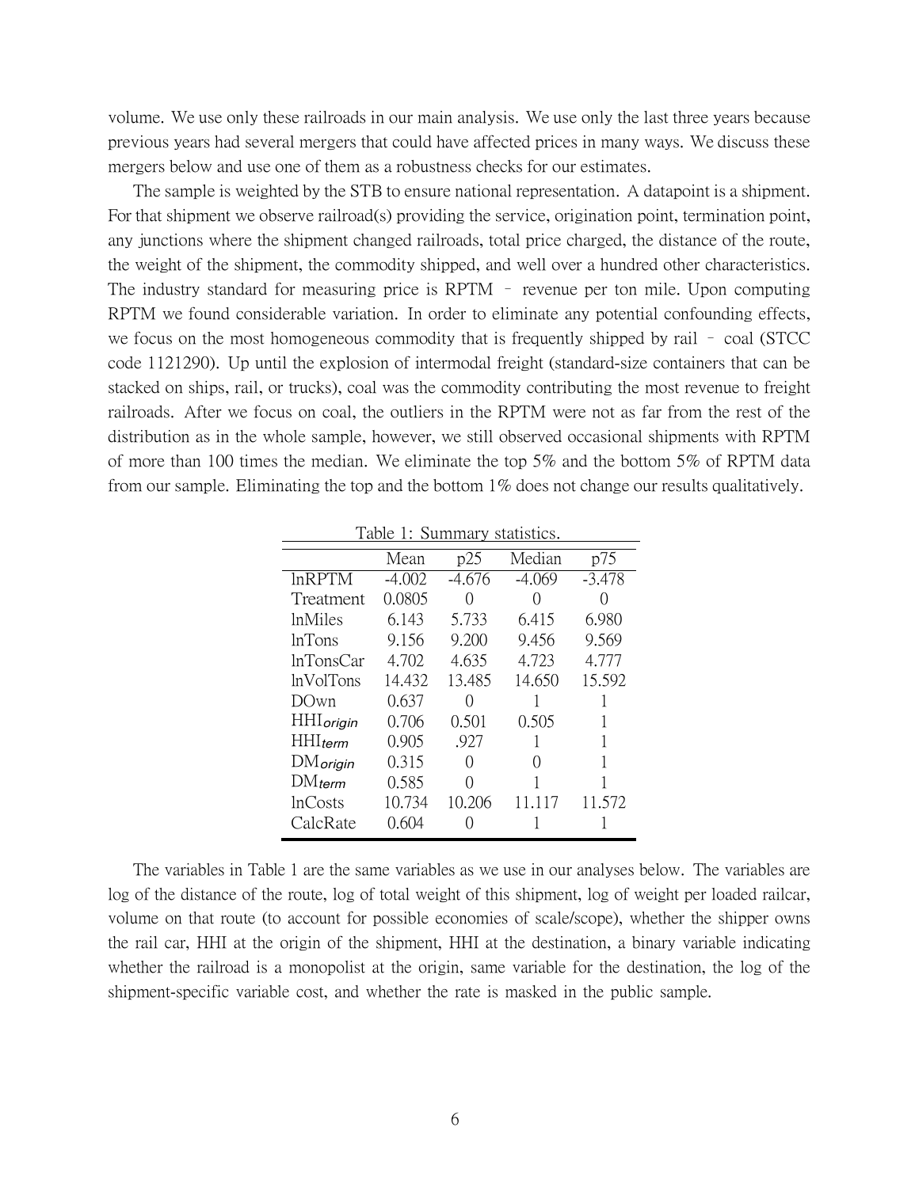volume. We use only these railroads in our main analysis. We use only the last three years because previous years had several mergers that could have affected prices in many ways. We discuss these mergers below and use one of them as a robustness checks for our estimates.

The sample is weighted by the STB to ensure national representation. A datapoint is a shipment. For that shipment we observe railroad(s) providing the service, origination point, termination point, any junctions where the shipment changed railroads, total price charged, the distance of the route, the weight of the shipment, the commodity shipped, and well over a hundred other characteristics. The industry standard for measuring price is RPTM – revenue per ton mile. Upon computing RPTM we found considerable variation. In order to eliminate any potential confounding effects, we focus on the most homogeneous commodity that is frequently shipped by rail – coal (STCC code 1121290). Up until the explosion of intermodal freight (standard-size containers that can be stacked on ships, rail, or trucks), coal was the commodity contributing the most revenue to freight railroads. After we focus on coal, the outliers in the RPTM were not as far from the rest of the distribution as in the whole sample, however, we still observed occasional shipments with RPTM of more than 100 times the median. We eliminate the top 5% and the bottom 5% of RPTM data from our sample. Eliminating the top and the bottom 1% does not change our results qualitatively.

Table 1: Summary statistics.

| | Mean | p25 | Median | p75 |
|---|---|---|---|---|
| lnRPTM | -4.002 | -4.676 | -4.069 | -3.478 |
| Treatment | 0.0805 | 0 | 0 | 0 |
| lnMiles | 6.143 | 5.733 | 6.415 | 6.980 |
| lnTons | 9.156 | 9.200 | 9.456 | 9.569 |
| lnTonsCar | 4.702 | 4.635 | 4.723 | 4.777 |
| lnVolTons | 14.432 | 13.485 | 14.650 | 15.592 |
| DOwn | 0.637 | 0 | 1 | 1 |
| $HHI_{origin}$ | 0.706 | 0.501 | 0.505 | 1 |
| $HHI_{term}$ | 0.905 | .927 | 1 | 1 |
| $DM_{origin}$ | 0.315 | 0 | 0 | 1 |
| $DM_{term}$ | 0.585 | 0 | 1 | 1 |
| lnCosts | 10.734 | 10.206 | 11.117 | 11.572 |
| CalcRate | 0.604 | 0 | 1 | 1 |

The variables in Table 1 are the same variables as we use in our analyses below. The variables are log of the distance of the route, log of total weight of this shipment, log of weight per loaded railcar, volume on that route (to account for possible economies of scale/scope), whether the shipper owns the rail car, HHI at the origin of the shipment, HHI at the destination, a binary variable indicating whether the railroad is a monopolist at the origin, same variable for the destination, the log of the shipment-specific variable cost, and whether the rate is masked in the public sample.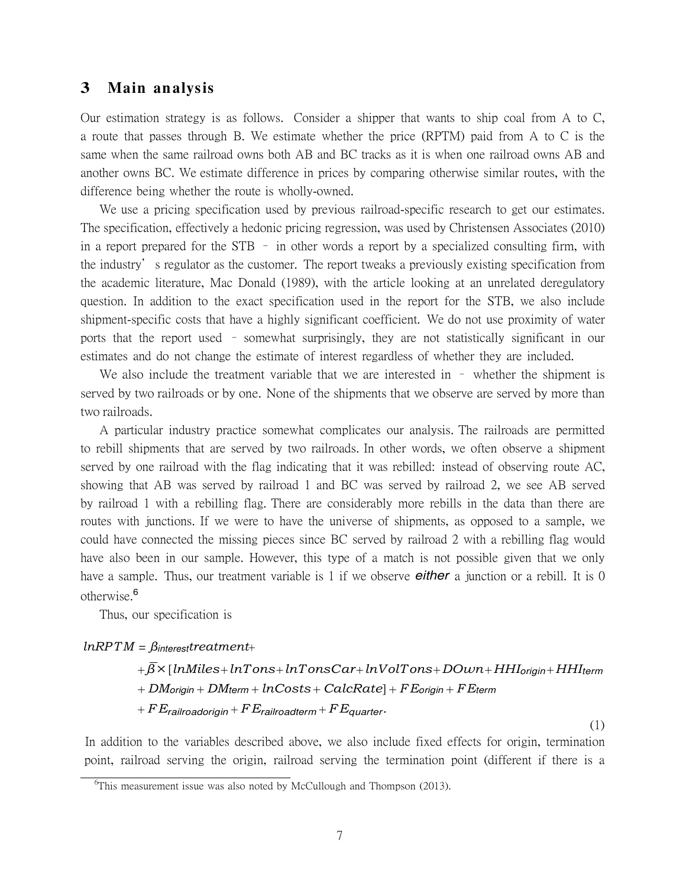## 3 Main analysis

Our estimation strategy is as follows. Consider a shipper that wants to ship coal from A to C, a route that passes through B. We estimate whether the price (RPTM) paid from A to C is the same when the same railroad owns both AB and BC tracks as it is when one railroad owns AB and another owns BC. We estimate difference in prices by comparing otherwise similar routes, with the difference being whether the route is wholly-owned.

We use a pricing specification used by previous railroad-specific research to get our estimates. The specification, effectively a hedonic pricing regression, was used by Christensen Associates (2010) in a report prepared for the STB – in other words a report by a specialized consulting firm, with the industry's regulator as the customer. The report tweaks a previously existing specification from the academic literature, Mac Donald (1989), with the article looking at an unrelated deregulatory question. In addition to the exact specification used in the report for the STB, we also include shipment-specific costs that have a highly significant coefficient. We do not use proximity of water ports that the report used – somewhat surprisingly, they are not statistically significant in our estimates and do not change the estimate of interest regardless of whether they are included.

We also include the treatment variable that we are interested in – whether the shipment is served by two railroads or by one. None of the shipments that we observe are served by more than two railroads.

A particular industry practice somewhat complicates our analysis. The railroads are permitted to rebill shipments that are served by two railroads. In other words, we often observe a shipment served by one railroad with the flag indicating that it was rebilled: instead of observing route AC, showing that AB was served by railroad 1 and BC was served by railroad 2, we see AB served by railroad 1 with a rebilling flag. There are considerably more rebills in the data than there are routes with junctions. If we were to have the universe of shipments, as opposed to a sample, we could have connected the missing pieces since BC served by railroad 2 with a rebilling flag would have also been in our sample. However, this type of a match is not possible given that we only have a sample. Thus, our treatment variable is 1 if we observe *either* a junction or a rebill. It is 0 otherwise.[6]

Thus, our specification is

$$
\begin{aligned}
lnRPTM = \; & \beta_{interest} treatment + \\
& + \bar{\beta} \times [lnMiles + lnTons + lnTonsCar + lnVolTons + DOwn + HHI_{origin} + HHI_{term} \\
& + DM_{origin} + DM_{term} + lnCosts + CalcRate] + FE_{origin} + FE_{term} \\
& + FE_{railroadorigin} + FE_{railroadterm} + FE_{quarter}.
\end{aligned} \tag{1}
$$

In addition to the variables described above, we also include fixed effects for origin, termination point, railroad serving the origin, railroad serving the termination point (different if there is a

[6] This measurement issue was also noted by McCullough and Thompson (2013).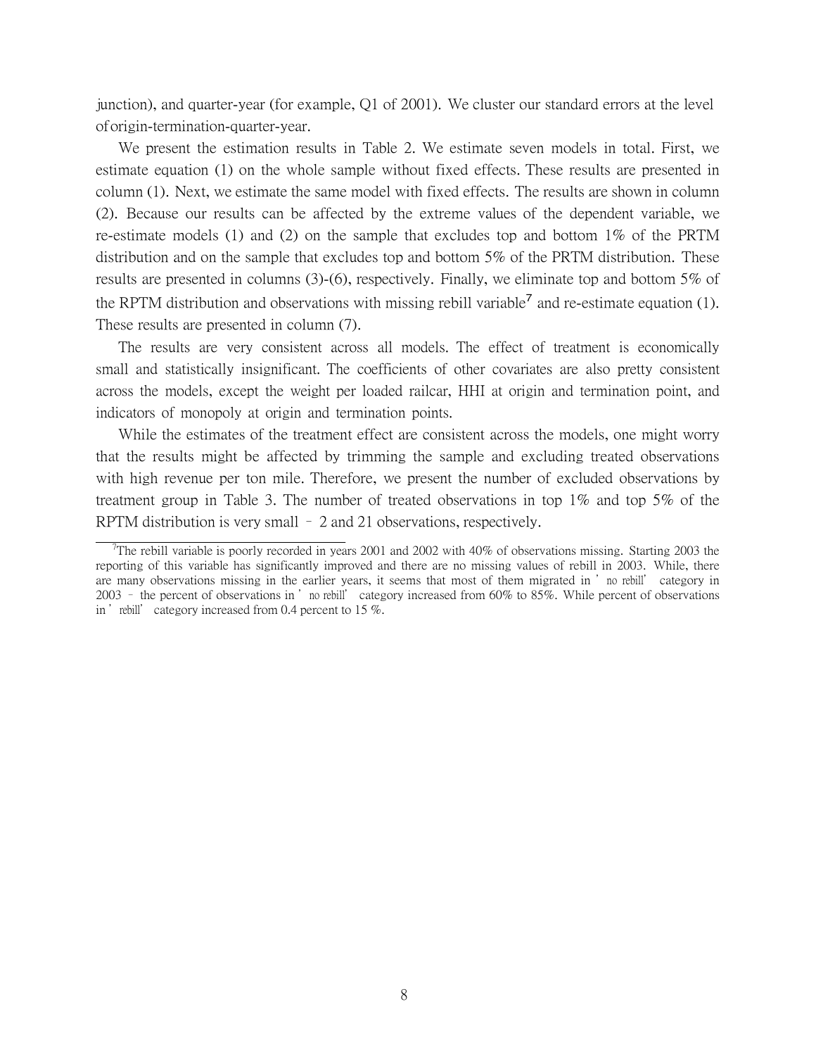junction), and quarter-year (for example, Q1 of 2001). We cluster our standard errors at the level of origin-termination-quarter-year.

We present the estimation results in Table 2. We estimate seven models in total. First, we estimate equation (1) on the whole sample without fixed effects. These results are presented in column (1). Next, we estimate the same model with fixed effects. The results are shown in column (2). Because our results can be affected by the extreme values of the dependent variable, we re-estimate models (1) and (2) on the sample that excludes top and bottom 1% of the PRTM distribution and on the sample that excludes top and bottom 5% of the PRTM distribution. These results are presented in columns (3)-(6), respectively. Finally, we eliminate top and bottom 5% of the RPTM distribution and observations with missing rebill variable[7] and re-estimate equation (1). These results are presented in column (7).

The results are very consistent across all models. The effect of treatment is economically small and statistically insignificant. The coefficients of other covariates are also pretty consistent across the models, except the weight per loaded railcar, HHI at origin and termination point, and indicators of monopoly at origin and termination points.

While the estimates of the treatment effect are consistent across the models, one might worry that the results might be affected by trimming the sample and excluding treated observations with high revenue per ton mile. Therefore, we present the number of excluded observations by treatment group in Table 3. The number of treated observations in top 1% and top 5% of the RPTM distribution is very small – 2 and 21 observations, respectively.

---

[7]The rebill variable is poorly recorded in years 2001 and 2002 with 40% of observations missing. Starting 2003 the reporting of this variable has significantly improved and there are no missing values of rebill in 2003. While, there are many observations missing in the earlier years, it seems that most of them migrated in 'no rebill' category in 2003 – the percent of observations in 'no rebill' category increased from 60% to 85%. While percent of observations in 'rebill' category increased from 0.4 percent to 15 %.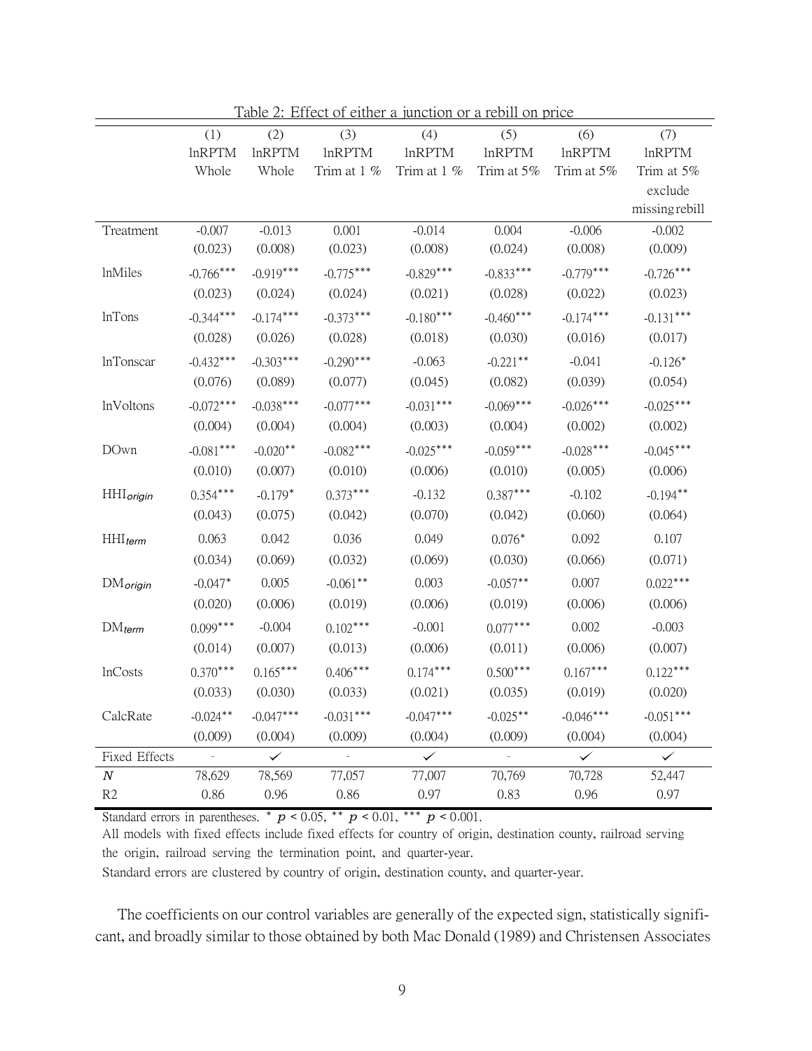Table 2: Effect of either a junction or a rebill on price

| | (1) | (2) | (3) | (4) | (5) | (6) | (7) |
|---|---|---|---|---|---|---|---|
| | lnRPTM | lnRPTM | lnRPTM | lnRPTM | lnRPTM | lnRPTM | lnRPTM |
| | Whole | Whole | Trim at 1 % | Trim at 1 % | Trim at 5% | Trim at 5% | Trim at 5% exclude missing rebill |
| Treatment | -0.007 | -0.013 | 0.001 | -0.014 | 0.004 | -0.006 | -0.002 |
| | (0.023) | (0.008) | (0.023) | (0.008) | (0.024) | (0.008) | (0.009) |
| lnMiles | -0.766*** | -0.919*** | -0.775*** | -0.829*** | -0.833*** | -0.779*** | -0.726*** |
| | (0.023) | (0.024) | (0.024) | (0.021) | (0.028) | (0.022) | (0.023) |
| lnTons | -0.344*** | -0.174*** | -0.373*** | -0.180*** | -0.460*** | -0.174*** | -0.131*** |
| | (0.028) | (0.026) | (0.028) | (0.018) | (0.030) | (0.016) | (0.017) |
| lnTonscar | -0.432*** | -0.303*** | -0.290*** | -0.063 | -0.221** | -0.041 | -0.126* |
| | (0.076) | (0.089) | (0.077) | (0.045) | (0.082) | (0.039) | (0.054) |
| lnVoltons | -0.072*** | -0.038*** | -0.077*** | -0.031*** | -0.069*** | -0.026*** | -0.025*** |
| | (0.004) | (0.004) | (0.004) | (0.003) | (0.004) | (0.002) | (0.002) |
| DOwn | -0.081*** | -0.020** | -0.082*** | -0.025*** | -0.059*** | -0.028*** | -0.045*** |
| | (0.010) | (0.007) | (0.010) | (0.006) | (0.010) | (0.005) | (0.006) |
| $HHI_{origin}$ | 0.354*** | -0.179* | 0.373*** | -0.132 | 0.387*** | -0.102 | -0.194** |
| | (0.043) | (0.075) | (0.042) | (0.070) | (0.042) | (0.060) | (0.064) |
| $HHI_{term}$ | 0.063 | 0.042 | 0.036 | 0.049 | 0.076* | 0.092 | 0.107 |
| | (0.034) | (0.069) | (0.032) | (0.069) | (0.030) | (0.066) | (0.071) |
| $DM_{origin}$ | -0.047* | 0.005 | -0.061** | 0.003 | -0.057** | 0.007 | 0.022*** |
| | (0.020) | (0.006) | (0.019) | (0.006) | (0.019) | (0.006) | (0.006) |
| $DM_{term}$ | 0.099*** | -0.004 | 0.102*** | -0.001 | 0.077*** | 0.002 | -0.003 |
| | (0.014) | (0.007) | (0.013) | (0.006) | (0.011) | (0.006) | (0.007) |
| lnCosts | 0.370*** | 0.165*** | 0.406*** | 0.174*** | 0.500*** | 0.167*** | 0.122*** |
| | (0.033) | (0.030) | (0.033) | (0.021) | (0.035) | (0.019) | (0.020) |
| CalcRate | -0.024** | -0.047*** | -0.031*** | -0.047*** | -0.025** | -0.046*** | -0.051*** |
| | (0.009) | (0.004) | (0.009) | (0.004) | (0.009) | (0.004) | (0.004) |
| Fixed Effects | - | ✓ | - | ✓ | - | ✓ | ✓ |
| $N$ | 78,629 | 78,569 | 77,057 | 77,007 | 70,769 | 70,728 | 52,447 |
| R2 | 0.86 | 0.96 | 0.86 | 0.97 | 0.83 | 0.96 | 0.97 |

Standard errors in parentheses. * $p < 0.05$, ** $p < 0.01$, *** $p < 0.001$.

All models with fixed effects include fixed effects for country of origin, destination county, railroad serving the origin, railroad serving the termination point, and quarter-year.

Standard errors are clustered by country of origin, destination county, and quarter-year.

The coefficients on our control variables are generally of the expected sign, statistically significant, and broadly similar to those obtained by both Mac Donald (1989) and Christensen Associates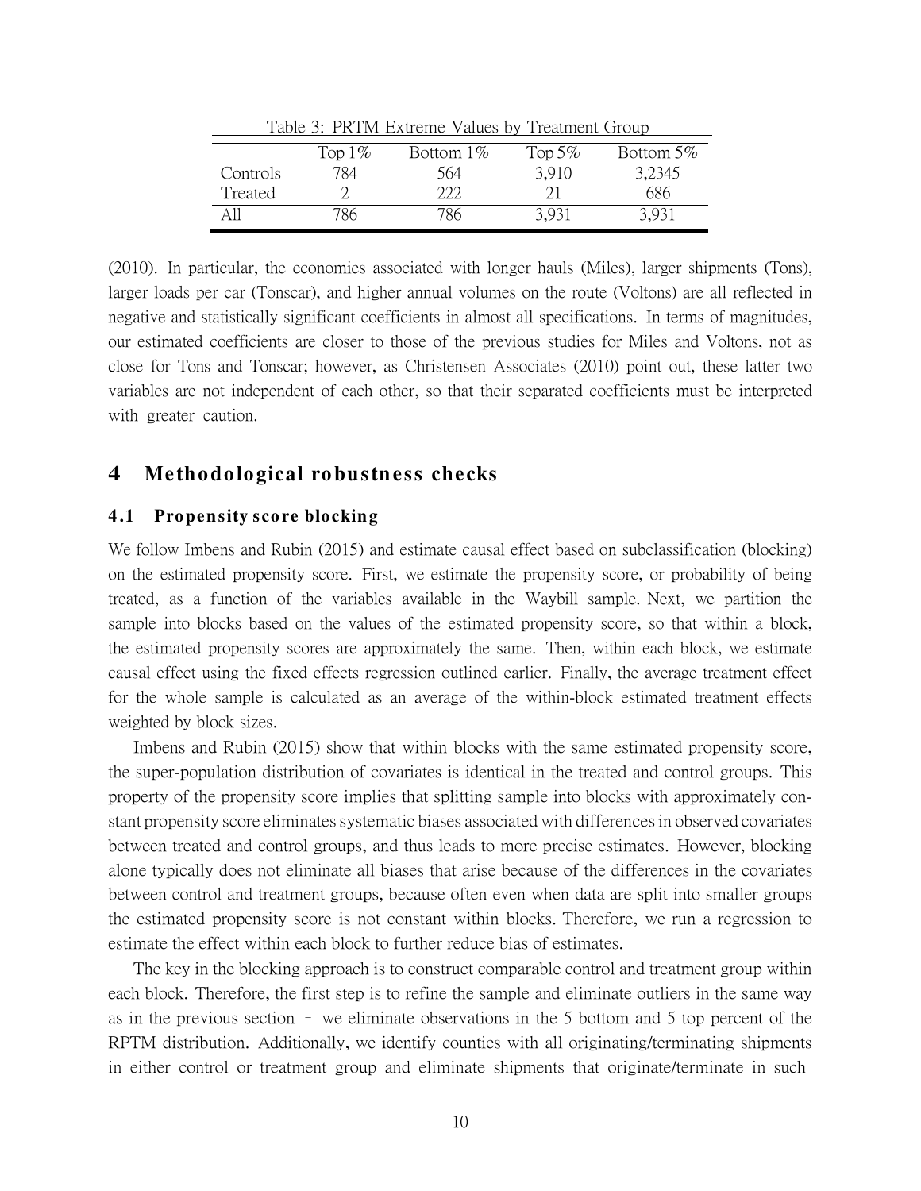Table 3: PRTM Extreme Values by Treatment Group

| | Top 1% | Bottom 1% | Top 5% | Bottom 5% |
|---|---|---|---|---|
| Controls | 784 | 564 | 3,910 | 3,2345 |
| Treated | 2 | 222 | 21 | 686 |
| All | 786 | 786 | 3,931 | 3,931 |

(2010). In particular, the economies associated with longer hauls (Miles), larger shipments (Tons), larger loads per car (Tonscar), and higher annual volumes on the route (Voltons) are all reflected in negative and statistically significant coefficients in almost all specifications. In terms of magnitudes, our estimated coefficients are closer to those of the previous studies for Miles and Voltons, not as close for Tons and Tonscar; however, as Christensen Associates (2010) point out, these latter two variables are not independent of each other, so that their separated coefficients must be interpreted with greater caution.

# 4 Methodological robustness checks

## 4.1 Propensity score blocking

We follow Imbens and Rubin (2015) and estimate causal effect based on subclassification (blocking) on the estimated propensity score. First, we estimate the propensity score, or probability of being treated, as a function of the variables available in the Waybill sample. Next, we partition the sample into blocks based on the values of the estimated propensity score, so that within a block, the estimated propensity scores are approximately the same. Then, within each block, we estimate causal effect using the fixed effects regression outlined earlier. Finally, the average treatment effect for the whole sample is calculated as an average of the within-block estimated treatment effects weighted by block sizes.

Imbens and Rubin (2015) show that within blocks with the same estimated propensity score, the super-population distribution of covariates is identical in the treated and control groups. This property of the propensity score implies that splitting sample into blocks with approximately constant propensity score eliminates systematic biases associated with differences in observed covariates between treated and control groups, and thus leads to more precise estimates. However, blocking alone typically does not eliminate all biases that arise because of the differences in the covariates between control and treatment groups, because often even when data are split into smaller groups the estimated propensity score is not constant within blocks. Therefore, we run a regression to estimate the effect within each block to further reduce bias of estimates.

The key in the blocking approach is to construct comparable control and treatment group within each block. Therefore, the first step is to refine the sample and eliminate outliers in the same way as in the previous section – we eliminate observations in the 5 bottom and 5 top percent of the RPTM distribution. Additionally, we identify counties with all originating/terminating shipments in either control or treatment group and eliminate shipments that originate/terminate in such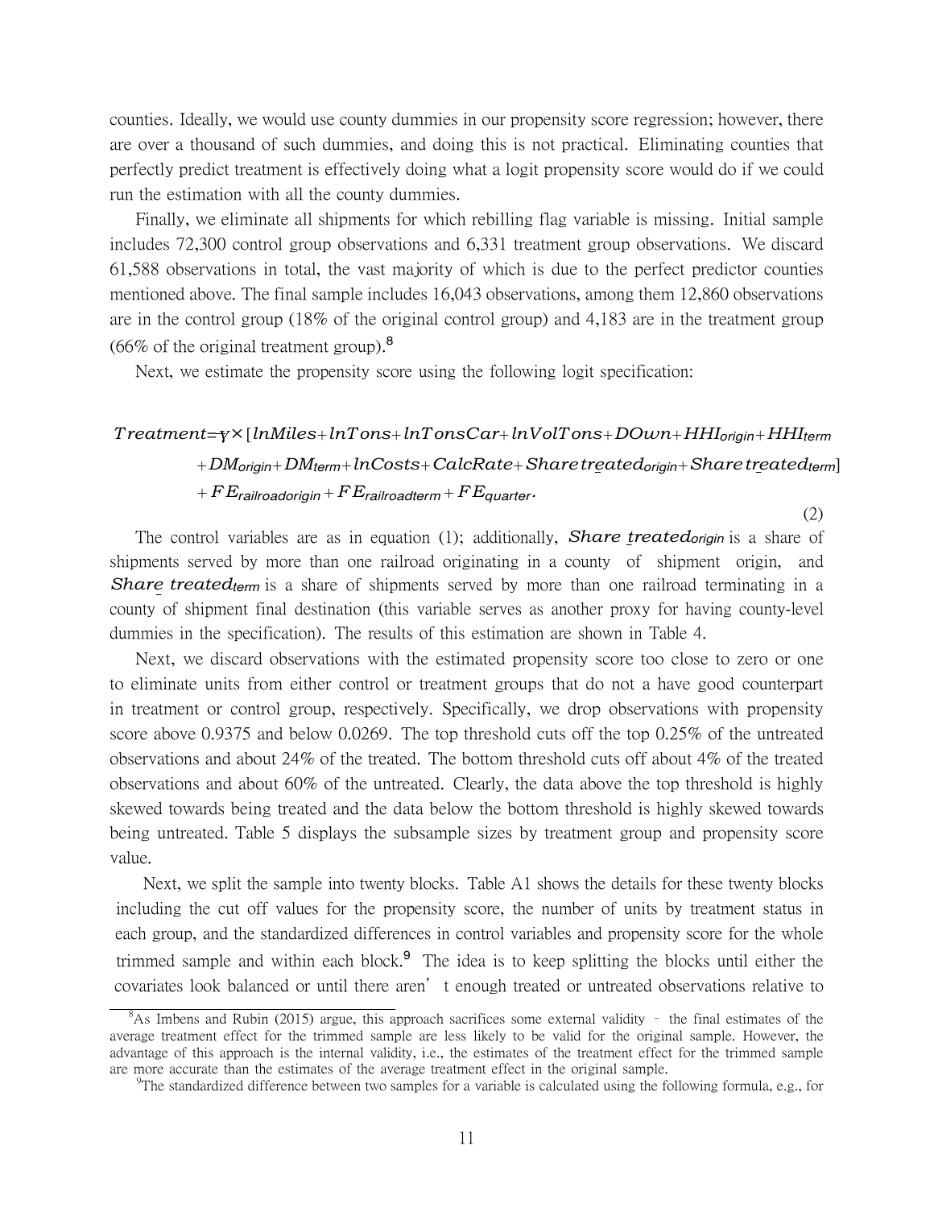counties. Ideally, we would use county dummies in our propensity score regression; however, there are over a thousand of such dummies, and doing this is not practical. Eliminating counties that perfectly predict treatment is effectively doing what a logit propensity score would do if we could run the estimation with all the county dummies.

Finally, we eliminate all shipments for which rebilling flag variable is missing. Initial sample includes 72,300 control group observations and 6,331 treatment group observations. We discard 61,588 observations in total, the vast majority of which is due to the perfect predictor counties mentioned above. The final sample includes 16,043 observations, among them 12,860 observations are in the control group (18% of the original control group) and 4,183 are in the treatment group (66% of the original treatment group).[8]

Next, we estimate the propensity score using the following logit specification:

$$
\begin{aligned}
Treatment = \gamma \times [&lnMiles + lnTons + lnTonsCar + lnVolTons + DOwn + HHI_{origin} + HHI_{term} \\
&+ DM_{origin} + DM_{term} + lnCosts + CalcRate + Share\_treated_{origin} + Share\_treated_{term}] \\
&+ FE_{railroadorigin} + FE_{railroadterm} + FE_{quarter}.
\end{aligned} \tag{2}
$$

The control variables are as in equation (1); additionally, $Share\_treated_{origin}$ is a share of shipments served by more than one railroad originating in a county of shipment origin, and $Share\_treated_{term}$ is a share of shipments served by more than one railroad terminating in a county of shipment final destination (this variable serves as another proxy for having county-level dummies in the specification). The results of this estimation are shown in Table 4.

Next, we discard observations with the estimated propensity score too close to zero or one to eliminate units from either control or treatment groups that do not a have good counterpart in treatment or control group, respectively. Specifically, we drop observations with propensity score above 0.9375 and below 0.0269. The top threshold cuts off the top 0.25% of the untreated observations and about 24% of the treated. The bottom threshold cuts off about 4% of the treated observations and about 60% of the untreated. Clearly, the data above the top threshold is highly skewed towards being treated and the data below the bottom threshold is highly skewed towards being untreated. Table 5 displays the subsample sizes by treatment group and propensity score value.

Next, we split the sample into twenty blocks. Table A1 shows the details for these twenty blocks including the cut off values for the propensity score, the number of units by treatment status in each group, and the standardized differences in control variables and propensity score for the whole trimmed sample and within each block.[9] The idea is to keep splitting the blocks until either the covariates look balanced or until there aren't enough treated or untreated observations relative to

[8] As Imbens and Rubin (2015) argue, this approach sacrifices some external validity – the final estimates of the average treatment effect for the trimmed sample are less likely to be valid for the original sample. However, the advantage of this approach is the internal validity, i.e., the estimates of the treatment effect for the trimmed sample are more accurate than the estimates of the average treatment effect in the original sample.

[9] The standardized difference between two samples for a variable is calculated using the following formula, e.g., for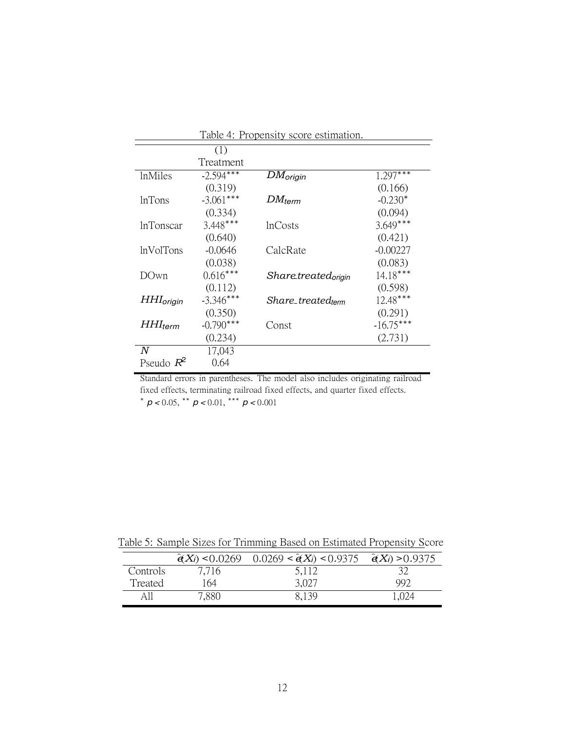Table 4: Propensity score estimation.

| | (1) Treatment | | |
|---|---|---|---|
| lnMiles | -2.594*** | $DM_{origin}$ | 1.297*** |
| | (0.319) | | (0.166) |
| lnTons | -3.061*** | $DM_{term}$ | -0.230* |
| | (0.334) | | (0.094) |
| lnTonscar | 3.448*** | lnCosts | 3.649*** |
| | (0.640) | | (0.421) |
| lnVolTons | -0.0646 | CalcRate | -0.00227 |
| | (0.038) | | (0.083) |
| DOwn | 0.616*** | $Share\_treated_{origin}$ | 14.18*** |
| | (0.112) | | (0.598) |
| $HHI_{origin}$ | -3.346*** | $Share\_treated_{term}$ | 12.48*** |
| | (0.350) | | (0.291) |
| $HHI_{term}$ | -0.790*** | Const | -16.75*** |
| | (0.234) | | (2.731) |
| $N$ | 17,043 | | |
| Pseudo $R^2$ | 0.64 | | |

Standard errors in parentheses. The model also includes originating railroad fixed effects, terminating railroad fixed effects, and quarter fixed effects.
* $p < 0.05$, ** $p < 0.01$, *** $p < 0.001$

Table 5: Sample Sizes for Trimming Based on Estimated Propensity Score

| | $\hat{e}(X_i) < 0.0269$ | $0.0269 < \hat{e}(X_i) < 0.9375$ | $\hat{e}(X_i) > 0.9375$ |
|---|---|---|---|
| Controls | 7,716 | 5,112 | 32 |
| Treated | 164 | 3,027 | 992 |
| All | 7,880 | 8,139 | 1,024 |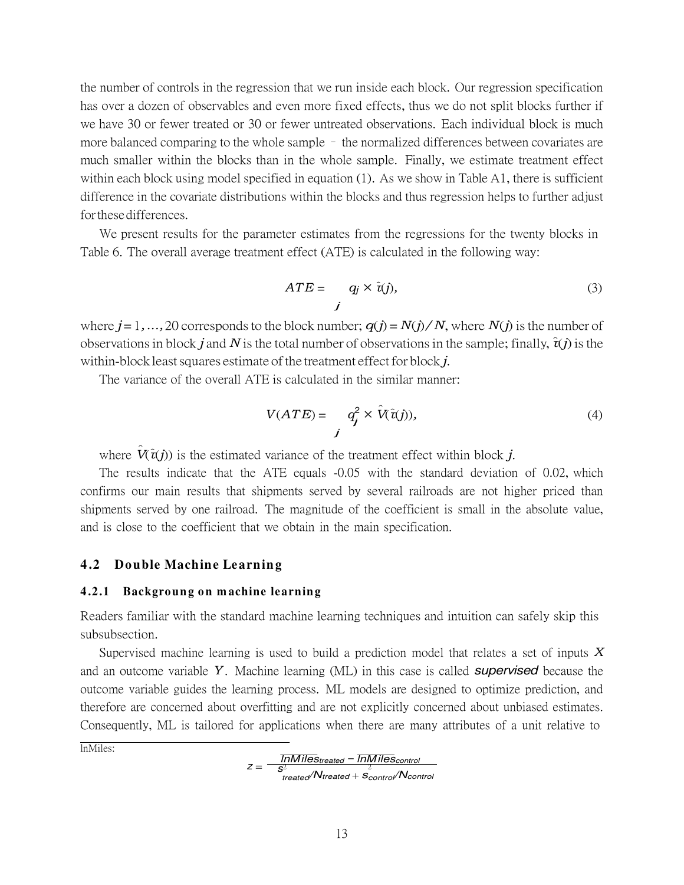the number of controls in the regression that we run inside each block. Our regression specification has over a dozen of observables and even more fixed effects, thus we do not split blocks further if we have 30 or fewer treated or 30 or fewer untreated observations. Each individual block is much more balanced comparing to the whole sample – the normalized differences between covariates are much smaller within the blocks than in the whole sample. Finally, we estimate treatment effect within each block using model specified in equation (1). As we show in Table A1, there is sufficient difference in the covariate distributions within the blocks and thus regression helps to further adjust for these differences.

We present results for the parameter estimates from the regressions for the twenty blocks in Table 6. The overall average treatment effect (ATE) is calculated in the following way:

$$ATE = \sum_j q_j \times \hat{\tau}(j), \tag{3}$$

where $j = 1, \ldots, 20$ corresponds to the block number; $q(j) = N(j)/N$, where $N(j)$ is the number of observations in block $j$ and $N$ is the total number of observations in the sample; finally, $\hat{\tau}(j)$ is the within-block least squares estimate of the treatment effect for block $j$.

The variance of the overall ATE is calculated in the similar manner:

$$V(ATE) = \sum_j q_j^2 \times \hat{V}(\hat{\tau}(j)), \tag{4}$$

where $\hat{V}(\hat{\tau}(j))$ is the estimated variance of the treatment effect within block $j$.

The results indicate that the ATE equals -0.05 with the standard deviation of 0.02, which confirms our main results that shipments served by several railroads are not higher priced than shipments served by one railroad. The magnitude of the coefficient is small in the absolute value, and is close to the coefficient that we obtain in the main specification.

## 4.2 Double Machine Learning

### 4.2.1 Backgroung on machine learning

Readers familiar with the standard machine learning techniques and intuition can safely skip this subsubsection.

Supervised machine learning is used to build a prediction model that relates a set of inputs $X$ and an outcome variable $Y$. Machine learning (ML) in this case is called ***supervised*** because the outcome variable guides the learning process. ML models are designed to optimize prediction, and therefore are concerned about overfitting and are not explicitly concerned about unbiased estimates. Consequently, ML is tailored for applications when there are many attributes of a unit relative to

---

lnMiles:

$$z = \frac{\overline{lnMiles}_{treated} - \overline{lnMiles}_{control}}{s^2_{treated}/N_{treated} + s^2_{control}/N_{control}}$$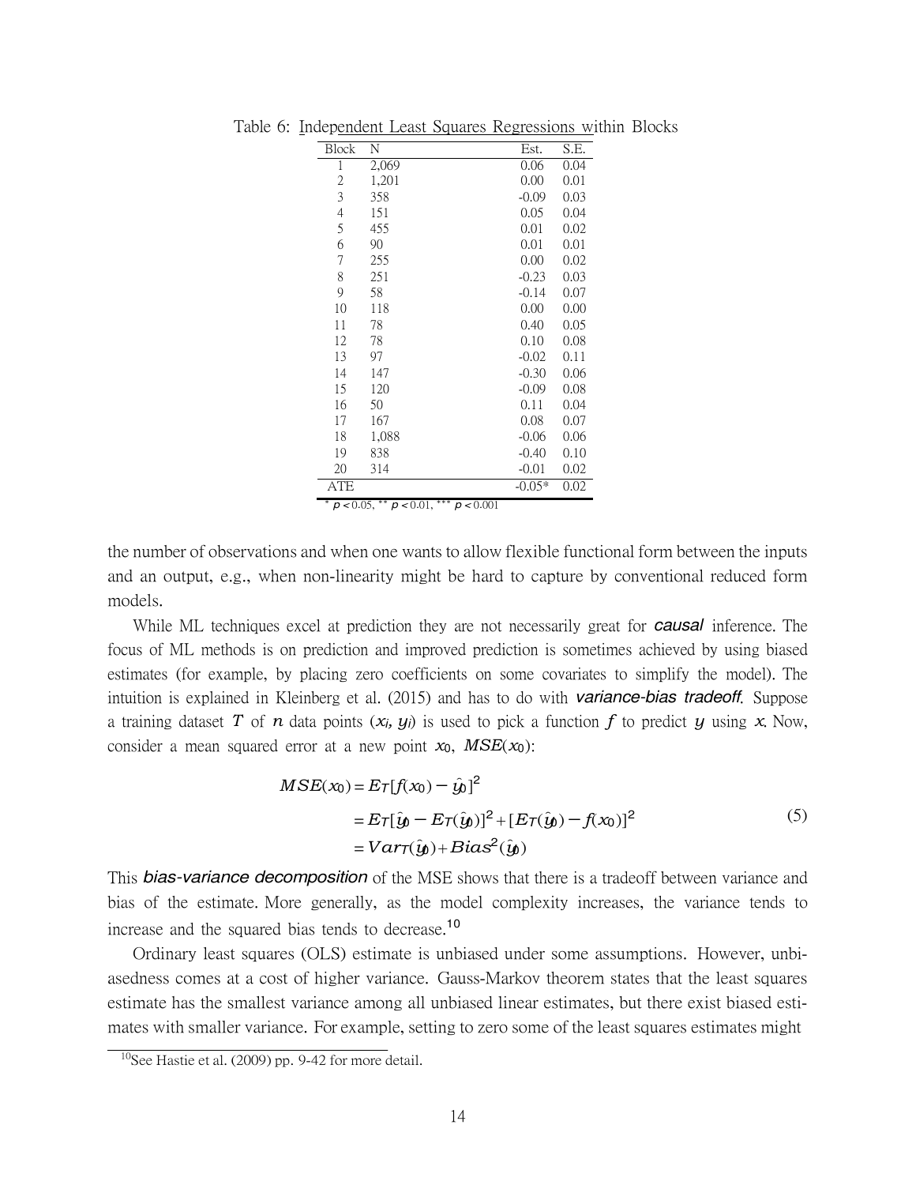Table 6: Independent Least Squares Regressions within Blocks

| Block | N | Est. | S.E. |
|---|---|---|---|
| 1 | 2,069 | 0.06 | 0.04 |
| 2 | 1,201 | 0.00 | 0.01 |
| 3 | 358 | -0.09 | 0.03 |
| 4 | 151 | 0.05 | 0.04 |
| 5 | 455 | 0.01 | 0.02 |
| 6 | 90 | 0.01 | 0.01 |
| 7 | 255 | 0.00 | 0.02 |
| 8 | 251 | -0.23 | 0.03 |
| 9 | 58 | -0.14 | 0.07 |
| 10 | 118 | 0.00 | 0.00 |
| 11 | 78 | 0.40 | 0.05 |
| 12 | 78 | 0.10 | 0.08 |
| 13 | 97 | -0.02 | 0.11 |
| 14 | 147 | -0.30 | 0.06 |
| 15 | 120 | -0.09 | 0.08 |
| 16 | 50 | 0.11 | 0.04 |
| 17 | 167 | 0.08 | 0.07 |
| 18 | 1,088 | -0.06 | 0.06 |
| 19 | 838 | -0.40 | 0.10 |
| 20 | 314 | -0.01 | 0.02 |
| ATE | | -0.05* | 0.02 |

\* $p < 0.05$, \*\* $p < 0.01$, \*\*\* $p < 0.001$

the number of observations and when one wants to allow flexible functional form between the inputs and an output, e.g., when non-linearity might be hard to capture by conventional reduced form models.

While ML techniques excel at prediction they are not necessarily great for ***causal*** inference. The focus of ML methods is on prediction and improved prediction is sometimes achieved by using biased estimates (for example, by placing zero coefficients on some covariates to simplify the model). The intuition is explained in Kleinberg et al. (2015) and has to do with ***variance-bias tradeoff.*** Suppose a training dataset $T$ of $n$ data points $(x_i, y_i)$ is used to pick a function $f$ to predict $y$ using $x$. Now, consider a mean squared error at a new point $x_0$, $MSE(x_0)$:

$$
\begin{aligned}
MSE(x_0) &= E_T[f(x_0) - \hat{y}_0]^2 \\
&= E_T[\hat{y}_0 - E_T(\hat{y}_0)]^2 + [E_T(\hat{y}_0) - f(x_0)]^2 \\
&= Var_T(\hat{y}_0) + Bias^2(\hat{y}_0)
\end{aligned}
\tag{5}
$$

This ***bias-variance decomposition*** of the MSE shows that there is a tradeoff between variance and bias of the estimate. More generally, as the model complexity increases, the variance tends to increase and the squared bias tends to decrease.[10]

Ordinary least squares (OLS) estimate is unbiased under some assumptions. However, unbiasedness comes at a cost of higher variance. Gauss-Markov theorem states that the least squares estimate has the smallest variance among all unbiased linear estimates, but there exist biased estimates with smaller variance. For example, setting to zero some of the least squares estimates might

[10]See Hastie et al. (2009) pp. 9-42 for more detail.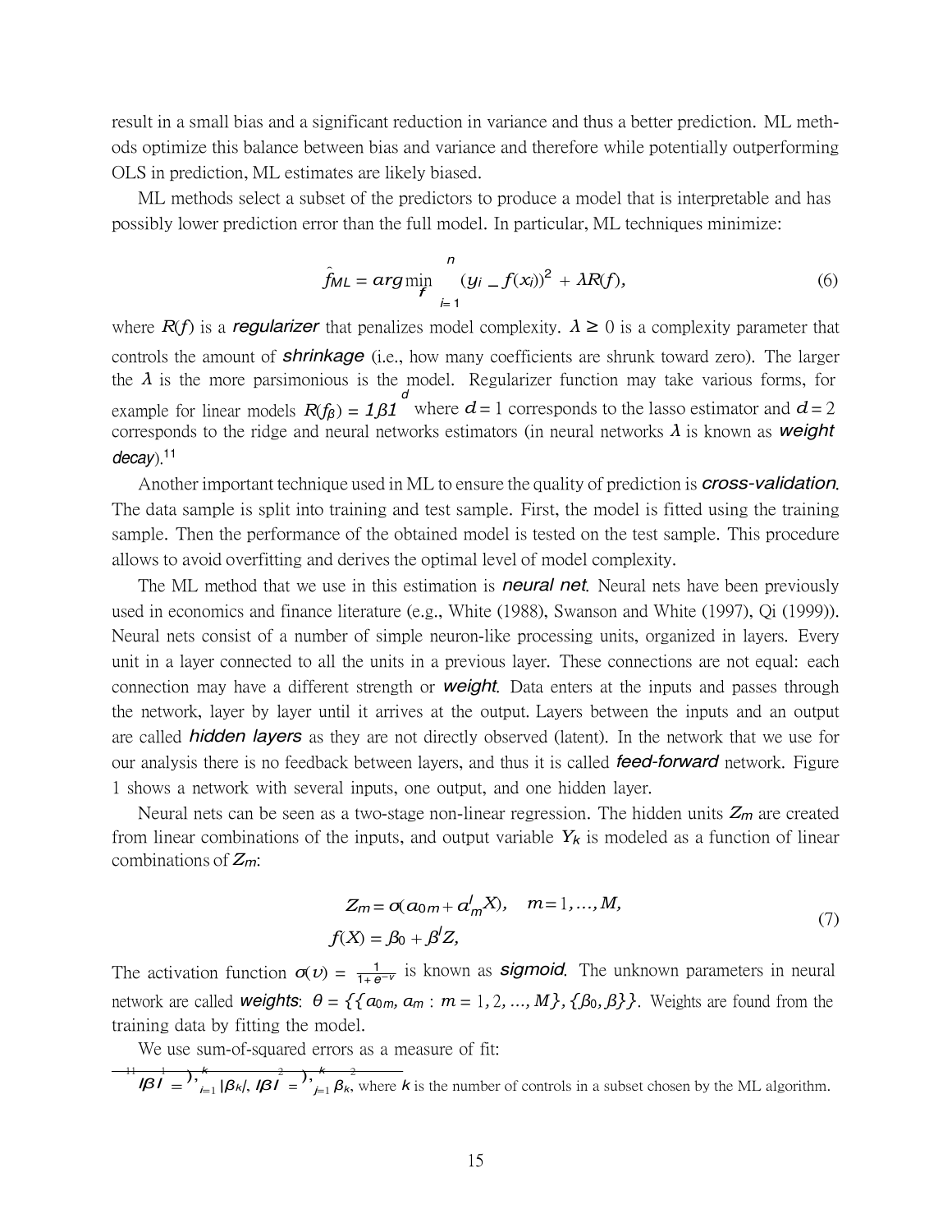result in a small bias and a significant reduction in variance and thus a better prediction. ML methods optimize this balance between bias and variance and therefore while potentially outperforming OLS in prediction, ML estimates are likely biased.

ML methods select a subset of the predictors to produce a model that is interpretable and has possibly lower prediction error than the full model. In particular, ML techniques minimize:

$$\hat{f}_{ML} = arg \min_{f} \sum_{i=1}^{n} (y_i - f(x_i))^2 + \lambda R(f), \tag{6}$$

where $R(f)$ is a *regularizer* that penalizes model complexity. $\lambda \geq 0$ is a complexity parameter that controls the amount of *shrinkage* (i.e., how many coefficients are shrunk toward zero). The larger the $\lambda$ is the more parsimonious is the model. Regularizer function may take various forms, for example for linear models $R(f_\beta) = \|\beta\|^d$ where $d = 1$ corresponds to the lasso estimator and $d = 2$ corresponds to the ridge and neural networks estimators (in neural networks $\lambda$ is known as *weight decay*).[11]

Another important technique used in ML to ensure the quality of prediction is *cross-validation*. The data sample is split into training and test sample. First, the model is fitted using the training sample. Then the performance of the obtained model is tested on the test sample. This procedure allows to avoid overfitting and derives the optimal level of model complexity.

The ML method that we use in this estimation is *neural net*. Neural nets have been previously used in economics and finance literature (e.g., White (1988), Swanson and White (1997), Qi (1999)). Neural nets consist of a number of simple neuron-like processing units, organized in layers. Every unit in a layer connected to all the units in a previous layer. These connections are not equal: each connection may have a different strength or *weight*. Data enters at the inputs and passes through the network, layer by layer until it arrives at the output. Layers between the inputs and an output are called *hidden layers* as they are not directly observed (latent). In the network that we use for our analysis there is no feedback between layers, and thus it is called *feed-forward* network. Figure 1 shows a network with several inputs, one output, and one hidden layer.

Neural nets can be seen as a two-stage non-linear regression. The hidden units $Z_m$ are created from linear combinations of the inputs, and output variable $Y_k$ is modeled as a function of linear combinations of $Z_m$:

$$\begin{aligned} Z_m &= \sigma(\alpha_{0m} + \alpha_m' X), \quad m = 1, \ldots, M, \\ f(X) &= \beta_0 + \beta' Z, \end{aligned} \tag{7}$$

The activation function $\sigma(v) = \frac{1}{1+e^{-v}}$ is known as *sigmoid*. The unknown parameters in neural network are called *weights*: $\theta = \{\{\alpha_{0m}, \alpha_m : m = 1, 2, \ldots, M\}, \{\beta_0, \beta\}\}$. Weights are found from the training data by fitting the model.

We use sum-of-squared errors as a measure of fit:

---

[11] $\|\beta\|^1 = \sum_{i=1}^{k} |\beta_k|$, $\|\beta\|^2 = \sum_{j=1}^{k} \beta_k^2$, where $k$ is the number of controls in a subset chosen by the ML algorithm.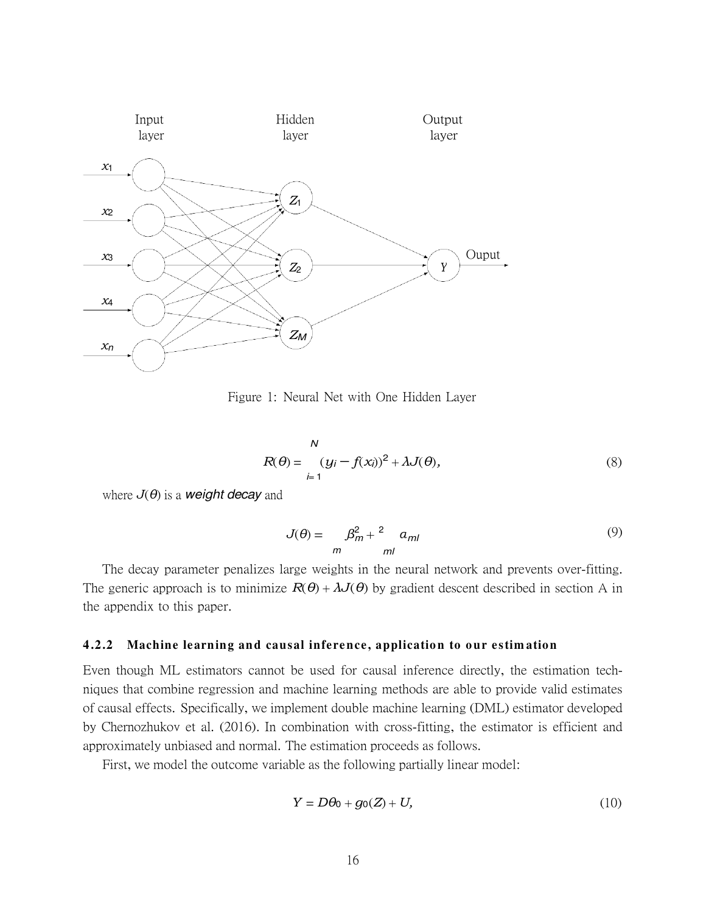Figure 1: Neural Net with One Hidden Layer

$$R(\theta) = \sum_{i=1}^{N} (y_i - f(x_i))^2 + \lambda J(\theta), \tag{8}$$

where $J(\theta)$ is a ***weight decay*** and

$$J(\theta) = \sum_{m} \beta_m^2 + \sum_{ml} \alpha_{ml}^2 \tag{9}$$

The decay parameter penalizes large weights in the neural network and prevents over-fitting. The generic approach is to minimize $R(\theta) + \lambda J(\theta)$ by gradient descent described in section A in the appendix to this paper.

#### 4.2.2 Machine learning and causal inference, application to our estimation

Even though ML estimators cannot be used for causal inference directly, the estimation techniques that combine regression and machine learning methods are able to provide valid estimates of causal effects. Specifically, we implement double machine learning (DML) estimator developed by Chernozhukov et al. (2016). In combination with cross-fitting, the estimator is efficient and approximately unbiased and normal. The estimation proceeds as follows.

First, we model the outcome variable as the following partially linear model:

$$Y = D\theta_0 + g_0(Z) + U, \tag{10}$$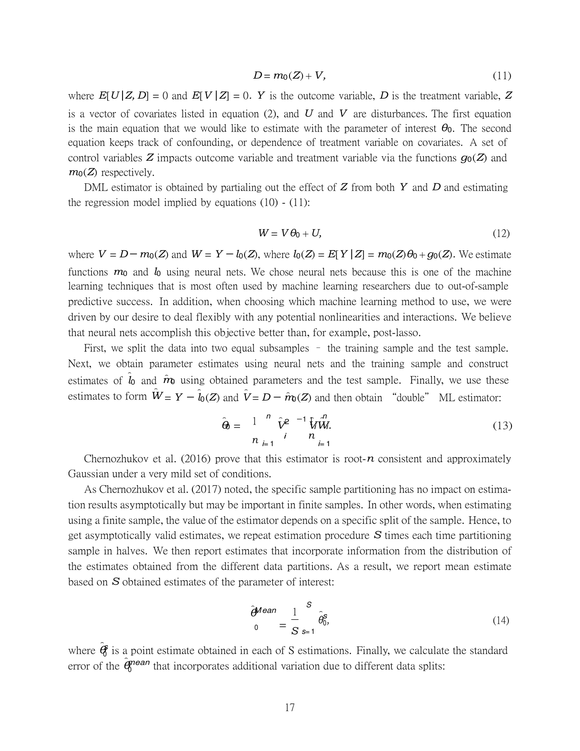$$D = m_0(Z) + V, \tag{11}$$

where $E[U|Z, D] = 0$ and $E[V|Z] = 0$. $Y$ is the outcome variable, $D$ is the treatment variable, $Z$ is a vector of covariates listed in equation (2), and $U$ and $V$ are disturbances. The first equation is the main equation that we would like to estimate with the parameter of interest $\theta_0$. The second equation keeps track of confounding, or dependence of treatment variable on covariates. A set of control variables $Z$ impacts outcome variable and treatment variable via the functions $g_0(Z)$ and $m_0(Z)$ respectively.

DML estimator is obtained by partialing out the effect of $Z$ from both $Y$ and $D$ and estimating the regression model implied by equations (10) - (11):

$$W = V\theta_0 + U, \tag{12}$$

where $V = D - m_0(Z)$ and $W = Y - l_0(Z)$, where $l_0(Z) = E[Y|Z] = m_0(Z)\theta_0 + g_0(Z)$. We estimate functions $m_0$ and $l_0$ using neural nets. We chose neural nets because this is one of the machine learning techniques that is most often used by machine learning researchers due to out-of-sample predictive success. In addition, when choosing which machine learning method to use, we were driven by our desire to deal flexibly with any potential nonlinearities and interactions. We believe that neural nets accomplish this objective better than, for example, post-lasso.

First, we split the data into two equal subsamples – the training sample and the test sample. Next, we obtain parameter estimates using neural nets and the training sample and construct estimates of $\hat{l}_0$ and $\hat{m}_0$ using obtained parameters and the test sample. Finally, we use these estimates to form $\hat{W} = Y - \hat{l}_0(Z)$ and $\hat{V} = D - \hat{m}_0(Z)$ and then obtain "double" ML estimator:

$$\hat{\theta}_0 = \left(\frac{1}{n}\sum_{i=1}^{n}\hat{V}_i^2\right)^{-1}\frac{1}{n}\sum_{i=1}^{n}\hat{V}_i\hat{W}_i. \tag{13}$$

Chernozhukov et al. (2016) prove that this estimator is root-$n$ consistent and approximately Gaussian under a very mild set of conditions.

As Chernozhukov et al. (2017) noted, the specific sample partitioning has no impact on estimation results asymptotically but may be important in finite samples. In other words, when estimating using a finite sample, the value of the estimator depends on a specific split of the sample. Hence, to get asymptotically valid estimates, we repeat estimation procedure $S$ times each time partitioning sample in halves. We then report estimates that incorporate information from the distribution of the estimates obtained from the different data partitions. As a result, we report mean estimate based on $S$ obtained estimates of the parameter of interest:

$$\hat{\theta}_0^{Mean} = \frac{1}{S}\sum_{s=1}^{S}\hat{\theta}_0^s, \tag{14}$$

where $\hat{\theta}_0^s$ is a point estimate obtained in each of S estimations. Finally, we calculate the standard error of the $\hat{\theta}_0^{mean}$ that incorporates additional variation due to different data splits: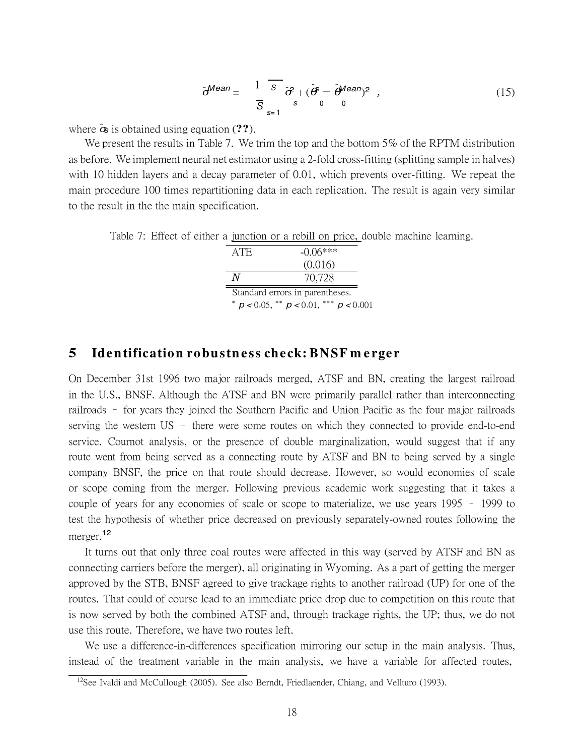$$\hat{\sigma}^{Mean} = \sqrt{\frac{1}{S}\sum_{s=1}^{S}\hat{\sigma}_s^2 + (\hat{\theta}_0^s - \hat{\theta}_0^{Mean})^2}, \tag{15}$$

where $\hat{\sigma}_s$ is obtained using equation (**??**).

We present the results in Table 7. We trim the top and the bottom 5% of the RPTM distribution as before. We implement neural net estimator using a 2-fold cross-fitting (splitting sample in halves) with 10 hidden layers and a decay parameter of 0.01, which prevents over-fitting. We repeat the main procedure 100 times repartitioning data in each replication. The result is again very similar to the result in the the main specification.

Table 7: Effect of either a junction or a rebill on price, double machine learning.

| | |
|---|---|
| ATE | -0.06*** |
| | (0.016) |
| $N$ | 70,728 |

Standard errors in parentheses.
* $p < 0.05$, ** $p < 0.01$, *** $p < 0.001$

## 5 Identification robustness check: BNSF merger

On December 31st 1996 two major railroads merged, ATSF and BN, creating the largest railroad in the U.S., BNSF. Although the ATSF and BN were primarily parallel rather than interconnecting railroads – for years they joined the Southern Pacific and Union Pacific as the four major railroads serving the western US – there were some routes on which they connected to provide end-to-end service. Cournot analysis, or the presence of double marginalization, would suggest that if any route went from being served as a connecting route by ATSF and BN to being served by a single company BNSF, the price on that route should decrease. However, so would economies of scale or scope coming from the merger. Following previous academic work suggesting that it takes a couple of years for any economies of scale or scope to materialize, we use years 1995 – 1999 to test the hypothesis of whether price decreased on previously separately-owned routes following the merger.[12]

It turns out that only three coal routes were affected in this way (served by ATSF and BN as connecting carriers before the merger), all originating in Wyoming. As a part of getting the merger approved by the STB, BNSF agreed to give trackage rights to another railroad (UP) for one of the routes. That could of course lead to an immediate price drop due to competition on this route that is now served by both the combined ATSF and, through trackage rights, the UP; thus, we do not use this route. Therefore, we have two routes left.

We use a difference-in-differences specification mirroring our setup in the main analysis. Thus, instead of the treatment variable in the main analysis, we have a variable for affected routes,

[12]See Ivaldi and McCullough (2005). See also Berndt, Friedlaender, Chiang, and Vellturo (1993).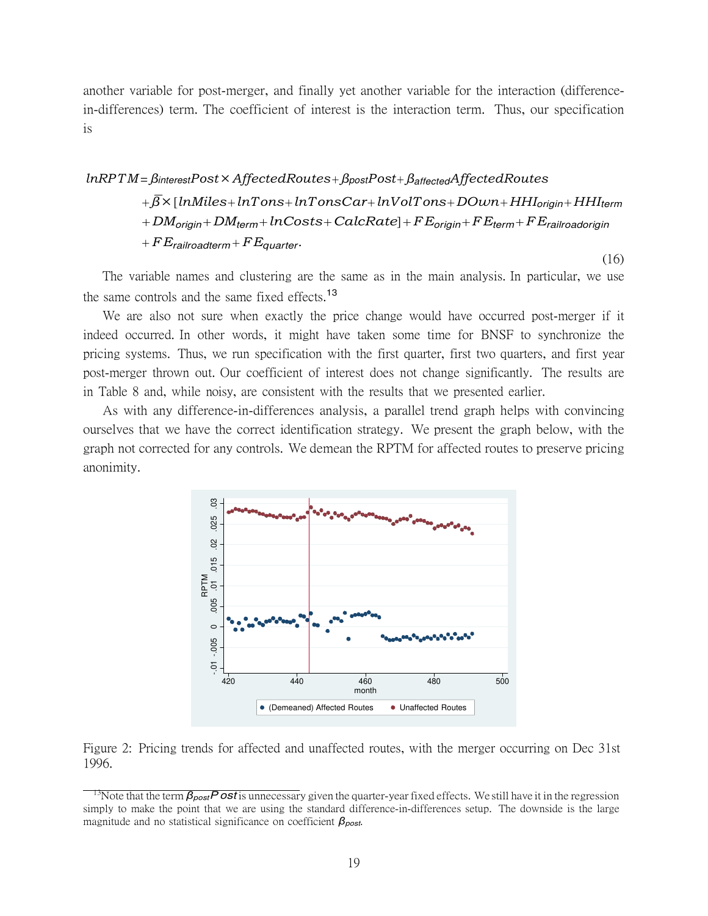another variable for post-merger, and finally yet another variable for the interaction (difference-in-differences) term. The coefficient of interest is the interaction term. Thus, our specification is

$$
\begin{aligned}
lnRPTM = {} & \beta_{interest} Post \times AffectedRoutes + \beta_{post} Post + \beta_{affected} AffectedRoutes \\
& + \bar{\beta} \times [lnMiles + lnTons + lnTonsCar + lnVolTons + DOwn + HHI_{origin} + HHI_{term} \\
& + DM_{origin} + DM_{term} + lnCosts + CalcRate] + FE_{origin} + FE_{term} + FE_{railroadorigin} \\
& + FE_{railroadterm} + FE_{quarter}.
\end{aligned} \tag{16}
$$

The variable names and clustering are the same as in the main analysis. In particular, we use the same controls and the same fixed effects.[13]

We are also not sure when exactly the price change would have occurred post-merger if it indeed occurred. In other words, it might have taken some time for BNSF to synchronize the pricing systems. Thus, we run specification with the first quarter, first two quarters, and first year post-merger thrown out. Our coefficient of interest does not change significantly. The results are in Table 8 and, while noisy, are consistent with the results that we presented earlier.

As with any difference-in-differences analysis, a parallel trend graph helps with convincing ourselves that we have the correct identification strategy. We present the graph below, with the graph not corrected for any controls. We demean the RPTM for affected routes to preserve pricing anonimity.

Figure 2: Pricing trends for affected and unaffected routes, with the merger occurring on Dec 31st 1996.

[13] Note that the term $\beta_{post}Post$ is unnecessary given the quarter-year fixed effects. We still have it in the regression simply to make the point that we are using the standard difference-in-differences setup. The downside is the large magnitude and no statistical significance on coefficient $\beta_{post}$.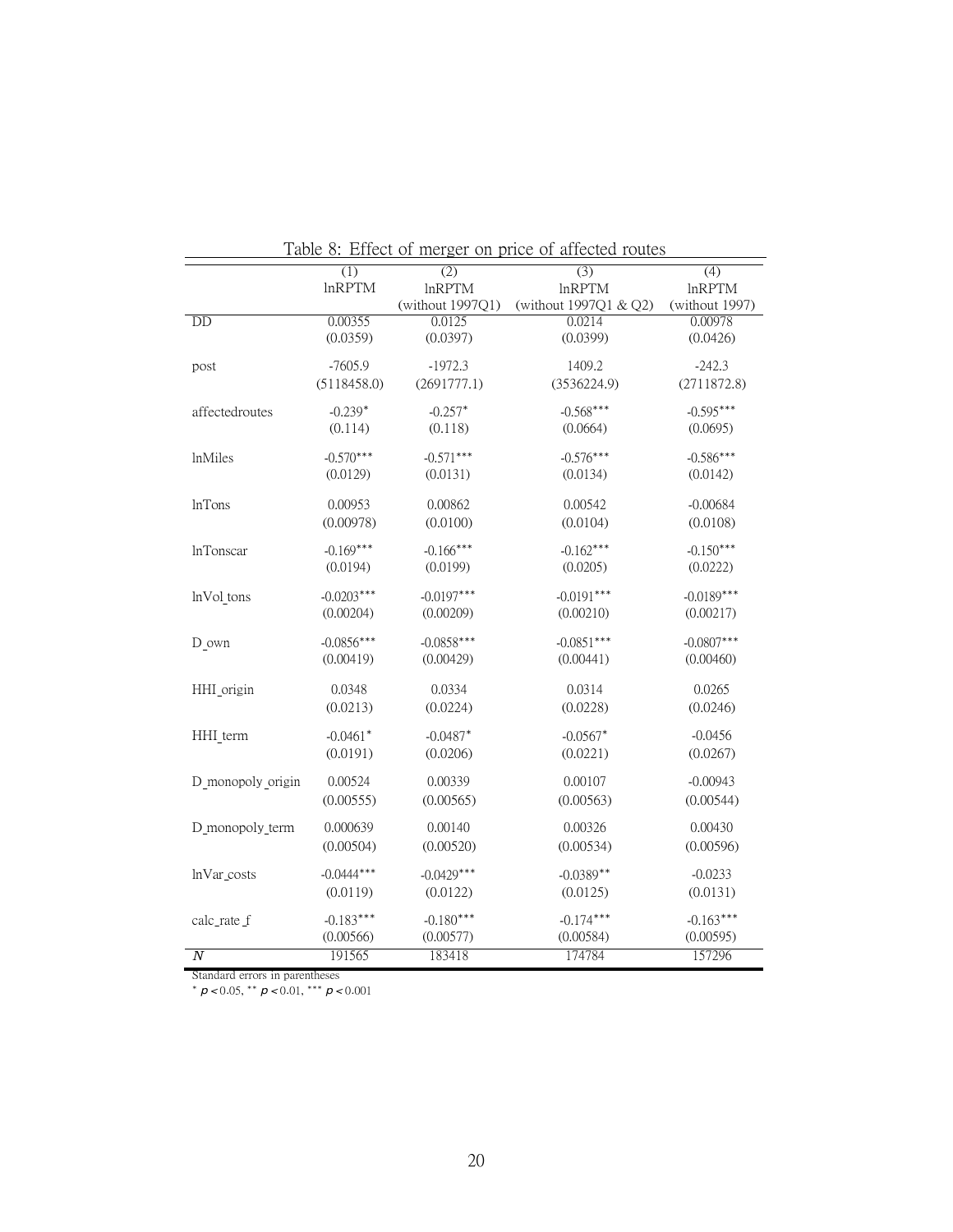Table 8: Effect of merger on price of affected routes

| | (1) | (2) | (3) | (4) |
|---|---|---|---|---|
| | lnRPTM | lnRPTM | lnRPTM | lnRPTM |
| | | (without 1997Q1) | (without 1997Q1 & Q2) | (without 1997) |
| DD | 0.00355 | 0.0125 | 0.0214 | 0.00978 |
| | (0.0359) | (0.0397) | (0.0399) | (0.0426) |
| post | -7605.9 | -1972.3 | 1409.2 | -242.3 |
| | (5118458.0) | (2691777.1) | (3536224.9) | (2711872.8) |
| affectedroutes | -0.239* | -0.257* | -0.568*** | -0.595*** |
| | (0.114) | (0.118) | (0.0664) | (0.0695) |
| lnMiles | -0.570*** | -0.571*** | -0.576*** | -0.586*** |
| | (0.0129) | (0.0131) | (0.0134) | (0.0142) |
| lnTons | 0.00953 | 0.00862 | 0.00542 | -0.00684 |
| | (0.00978) | (0.0100) | (0.0104) | (0.0108) |
| lnTonscar | -0.169*** | -0.166*** | -0.162*** | -0.150*** |
| | (0.0194) | (0.0199) | (0.0205) | (0.0222) |
| lnVol_tons | -0.0203*** | -0.0197*** | -0.0191*** | -0.0189*** |
| | (0.00204) | (0.00209) | (0.00210) | (0.00217) |
| D_own | -0.0856*** | -0.0858*** | -0.0851*** | -0.0807*** |
| | (0.00419) | (0.00429) | (0.00441) | (0.00460) |
| HHI_origin | 0.0348 | 0.0334 | 0.0314 | 0.0265 |
| | (0.0213) | (0.0224) | (0.0228) | (0.0246) |
| HHI_term | -0.0461* | -0.0487* | -0.0567* | -0.0456 |
| | (0.0191) | (0.0206) | (0.0221) | (0.0267) |
| D_monopoly_origin | 0.00524 | 0.00339 | 0.00107 | -0.00943 |
| | (0.00555) | (0.00565) | (0.00563) | (0.00544) |
| D_monopoly_term | 0.000639 | 0.00140 | 0.00326 | 0.00430 |
| | (0.00504) | (0.00520) | (0.00534) | (0.00596) |
| lnVar_costs | -0.0444*** | -0.0429*** | -0.0389** | -0.0233 |
| | (0.0119) | (0.0122) | (0.0125) | (0.0131) |
| calc_rate_f | -0.183*** | -0.180*** | -0.174*** | -0.163*** |
| | (0.00566) | (0.00577) | (0.00584) | (0.00595) |
| $N$ | 191565 | 183418 | 174784 | 157296 |

Standard errors in parentheses

* $p < 0.05$, ** $p < 0.01$, *** $p < 0.001$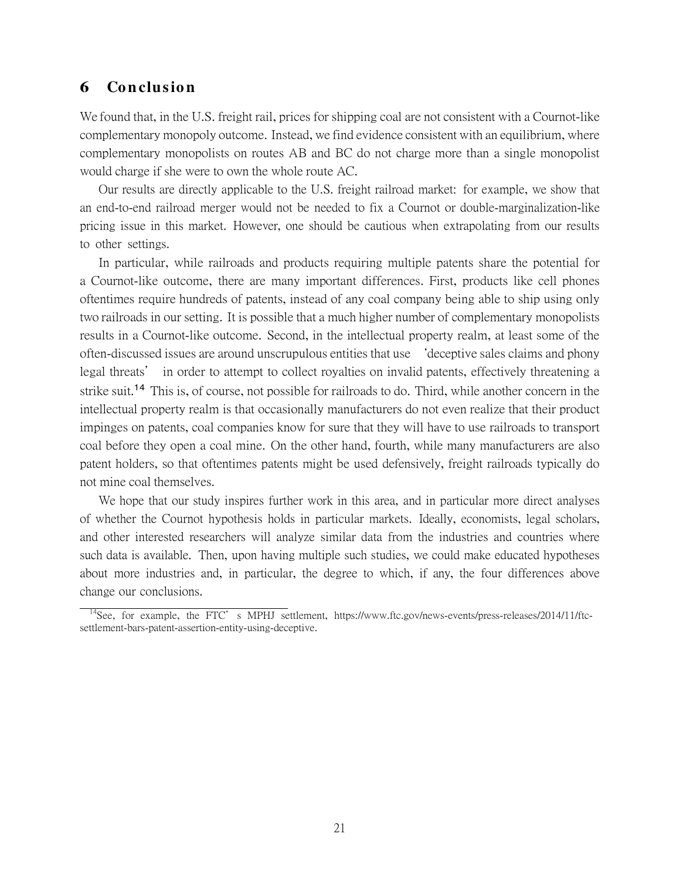## 6 Conclusion

We found that, in the U.S. freight rail, prices for shipping coal are not consistent with a Cournot-like complementary monopoly outcome. Instead, we find evidence consistent with an equilibrium, where complementary monopolists on routes AB and BC do not charge more than a single monopolist would charge if she were to own the whole route AC.

Our results are directly applicable to the U.S. freight railroad market: for example, we show that an end-to-end railroad merger would not be needed to fix a Cournot or double-marginalization-like pricing issue in this market. However, one should be cautious when extrapolating from our results to other settings.

In particular, while railroads and products requiring multiple patents share the potential for a Cournot-like outcome, there are many important differences. First, products like cell phones oftentimes require hundreds of patents, instead of any coal company being able to ship using only two railroads in our setting. It is possible that a much higher number of complementary monopolists results in a Cournot-like outcome. Second, in the intellectual property realm, at least some of the often-discussed issues are around unscrupulous entities that use 'deceptive sales claims and phony legal threats' in order to attempt to collect royalties on invalid patents, effectively threatening a strike suit.[14] This is, of course, not possible for railroads to do. Third, while another concern in the intellectual property realm is that occasionally manufacturers do not even realize that their product impinges on patents, coal companies know for sure that they will have to use railroads to transport coal before they open a coal mine. On the other hand, fourth, while many manufacturers are also patent holders, so that oftentimes patents might be used defensively, freight railroads typically do not mine coal themselves.

We hope that our study inspires further work in this area, and in particular more direct analyses of whether the Cournot hypothesis holds in particular markets. Ideally, economists, legal scholars, and other interested researchers will analyze similar data from the industries and countries where such data is available. Then, upon having multiple such studies, we could make educated hypotheses about more industries and, in particular, the degree to which, if any, the four differences above change our conclusions.

[14] See, for example, the FTC's MPHJ settlement, https://www.ftc.gov/news-events/press-releases/2014/11/ftc-settlement-bars-patent-assertion-entity-using-deceptive.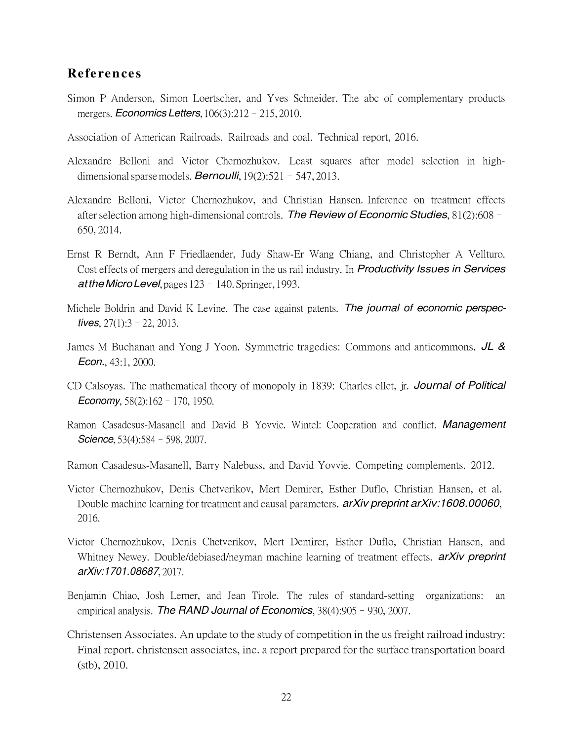## References

Simon P Anderson, Simon Loertscher, and Yves Schneider. The abc of complementary products mergers. *Economics Letters*, 106(3):212 – 215, 2010.

Association of American Railroads. Railroads and coal. Technical report, 2016.

Alexandre Belloni and Victor Chernozhukov. Least squares after model selection in high-dimensional sparse models. *Bernoulli*, 19(2):521 – 547, 2013.

Alexandre Belloni, Victor Chernozhukov, and Christian Hansen. Inference on treatment effects after selection among high-dimensional controls. *The Review of Economic Studies*, 81(2):608 – 650, 2014.

Ernst R Berndt, Ann F Friedlaender, Judy Shaw-Er Wang Chiang, and Christopher A Vellturo. Cost effects of mergers and deregulation in the us rail industry. In *Productivity Issues in Services at the Micro Level*, pages 123 – 140. Springer, 1993.

Michele Boldrin and David K Levine. The case against patents. *The journal of economic perspectives*, 27(1):3 – 22, 2013.

James M Buchanan and Yong J Yoon. Symmetric tragedies: Commons and anticommons. *JL & Econ.*, 43:1, 2000.

CD Calsoyas. The mathematical theory of monopoly in 1839: Charles ellet, jr. *Journal of Political Economy*, 58(2):162 – 170, 1950.

Ramon Casadesus-Masanell and David B Yovvie. Wintel: Cooperation and conflict. *Management Science*, 53(4):584 – 598, 2007.

Ramon Casadesus-Masanell, Barry Nalebuss, and David Yovvie. Competing complements. 2012.

Victor Chernozhukov, Denis Chetverikov, Mert Demirer, Esther Duflo, Christian Hansen, et al. Double machine learning for treatment and causal parameters. *arXiv preprint arXiv:1608.00060*, 2016.

Victor Chernozhukov, Denis Chetverikov, Mert Demirer, Esther Duflo, Christian Hansen, and Whitney Newey. Double/debiased/neyman machine learning of treatment effects. *arXiv preprint arXiv:1701.08687*, 2017.

Benjamin Chiao, Josh Lerner, and Jean Tirole. The rules of standard-setting organizations: an empirical analysis. *The RAND Journal of Economics*, 38(4):905 – 930, 2007.

Christensen Associates. An update to the study of competition in the us freight railroad industry: Final report. christensen associates, inc. a report prepared for the surface transportation board (stb), 2010.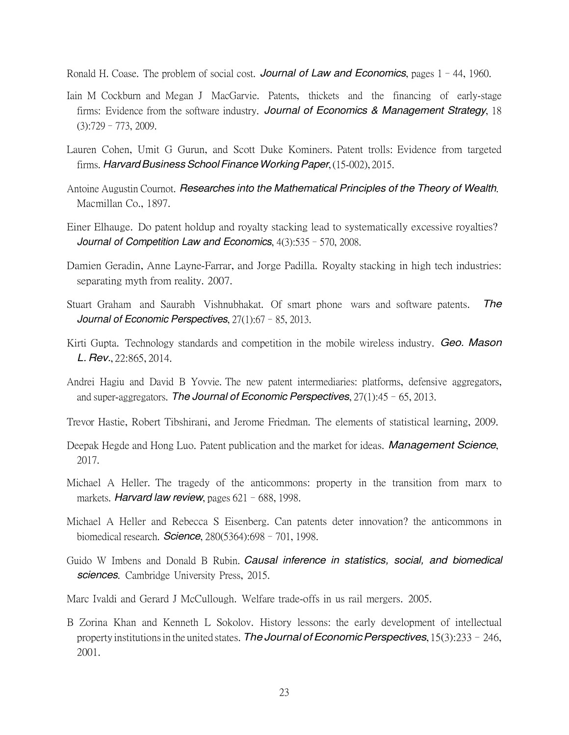Ronald H. Coase. The problem of social cost. *Journal of Law and Economics*, pages 1 – 44, 1960.

Iain M Cockburn and Megan J MacGarvie. Patents, thickets and the financing of early-stage firms: Evidence from the software industry. *Journal of Economics & Management Strategy*, 18 (3):729 – 773, 2009.

Lauren Cohen, Umit G Gurun, and Scott Duke Kominers. Patent trolls: Evidence from targeted firms. *Harvard Business School Finance Working Paper*, (15-002), 2015.

Antoine Augustin Cournot. *Researches into the Mathematical Principles of the Theory of Wealth*. Macmillan Co., 1897.

Einer Elhauge. Do patent holdup and royalty stacking lead to systematically excessive royalties? *Journal of Competition Law and Economics*, 4(3):535 – 570, 2008.

Damien Geradin, Anne Layne-Farrar, and Jorge Padilla. Royalty stacking in high tech industries: separating myth from reality. 2007.

Stuart Graham and Saurabh Vishnubhakat. Of smart phone wars and software patents. *The Journal of Economic Perspectives*, 27(1):67 – 85, 2013.

Kirti Gupta. Technology standards and competition in the mobile wireless industry. *Geo. Mason L. Rev.*, 22:865, 2014.

Andrei Hagiu and David B Yovvie. The new patent intermediaries: platforms, defensive aggregators, and super-aggregators. *The Journal of Economic Perspectives*, 27(1):45 – 65, 2013.

Trevor Hastie, Robert Tibshirani, and Jerome Friedman. The elements of statistical learning, 2009.

Deepak Hegde and Hong Luo. Patent publication and the market for ideas. *Management Science*, 2017.

Michael A Heller. The tragedy of the anticommons: property in the transition from marx to markets. *Harvard law review*, pages 621 – 688, 1998.

Michael A Heller and Rebecca S Eisenberg. Can patents deter innovation? the anticommons in biomedical research. *Science*, 280(5364):698 – 701, 1998.

Guido W Imbens and Donald B Rubin. *Causal inference in statistics, social, and biomedical sciences*. Cambridge University Press, 2015.

Marc Ivaldi and Gerard J McCullough. Welfare trade-offs in us rail mergers. 2005.

B Zorina Khan and Kenneth L Sokolov. History lessons: the early development of intellectual property institutions in the united states. *The Journal of Economic Perspectives*, 15(3):233 – 246, 2001.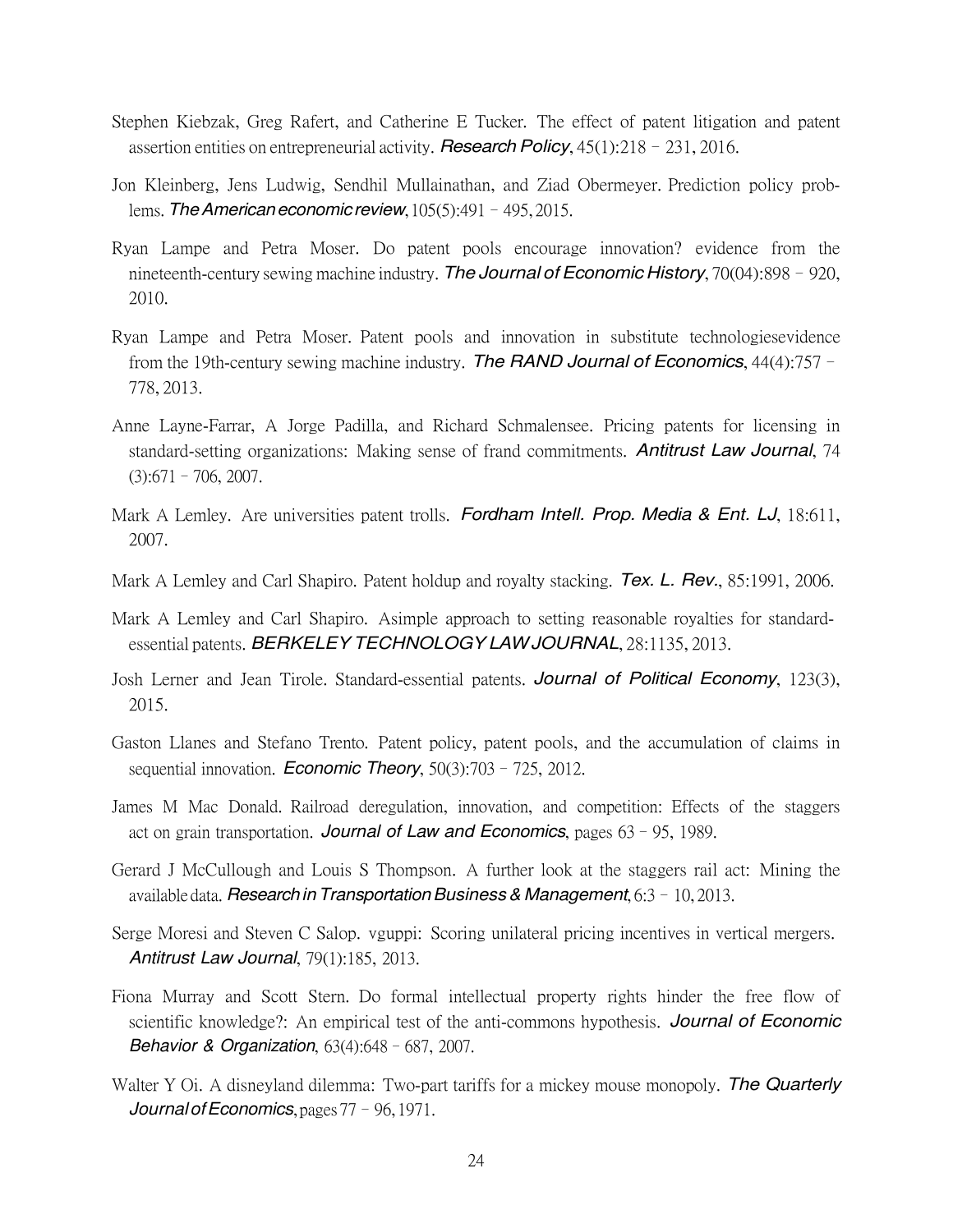Stephen Kiebzak, Greg Rafert, and Catherine E Tucker. The effect of patent litigation and patent assertion entities on entrepreneurial activity. *Research Policy*, 45(1):218 – 231, 2016.

Jon Kleinberg, Jens Ludwig, Sendhil Mullainathan, and Ziad Obermeyer. Prediction policy problems. *The American economic review*, 105(5):491 – 495, 2015.

Ryan Lampe and Petra Moser. Do patent pools encourage innovation? evidence from the nineteenth-century sewing machine industry. *The Journal of Economic History*, 70(04):898 – 920, 2010.

Ryan Lampe and Petra Moser. Patent pools and innovation in substitute technologiesevidence from the 19th-century sewing machine industry. *The RAND Journal of Economics*, 44(4):757 – 778, 2013.

Anne Layne-Farrar, A Jorge Padilla, and Richard Schmalensee. Pricing patents for licensing in standard-setting organizations: Making sense of frand commitments. *Antitrust Law Journal*, 74 (3):671 – 706, 2007.

Mark A Lemley. Are universities patent trolls. *Fordham Intell. Prop. Media & Ent. LJ*, 18:611, 2007.

Mark A Lemley and Carl Shapiro. Patent holdup and royalty stacking. *Tex. L. Rev.*, 85:1991, 2006.

Mark A Lemley and Carl Shapiro. Asimple approach to setting reasonable royalties for standard-essential patents. *BERKELEY TECHNOLOGY LAW JOURNAL*, 28:1135, 2013.

Josh Lerner and Jean Tirole. Standard-essential patents. *Journal of Political Economy*, 123(3), 2015.

Gaston Llanes and Stefano Trento. Patent policy, patent pools, and the accumulation of claims in sequential innovation. *Economic Theory*, 50(3):703 – 725, 2012.

James M Mac Donald. Railroad deregulation, innovation, and competition: Effects of the staggers act on grain transportation. *Journal of Law and Economics*, pages 63 – 95, 1989.

Gerard J McCullough and Louis S Thompson. A further look at the staggers rail act: Mining the available data. *Research in Transportation Business & Management*, 6:3 – 10, 2013.

Serge Moresi and Steven C Salop. vguppi: Scoring unilateral pricing incentives in vertical mergers. *Antitrust Law Journal*, 79(1):185, 2013.

Fiona Murray and Scott Stern. Do formal intellectual property rights hinder the free flow of scientific knowledge?: An empirical test of the anti-commons hypothesis. *Journal of Economic Behavior & Organization*, 63(4):648 – 687, 2007.

Walter Y Oi. A disneyland dilemma: Two-part tariffs for a mickey mouse monopoly. *The Quarterly Journal of Economics*, pages 77 – 96, 1971.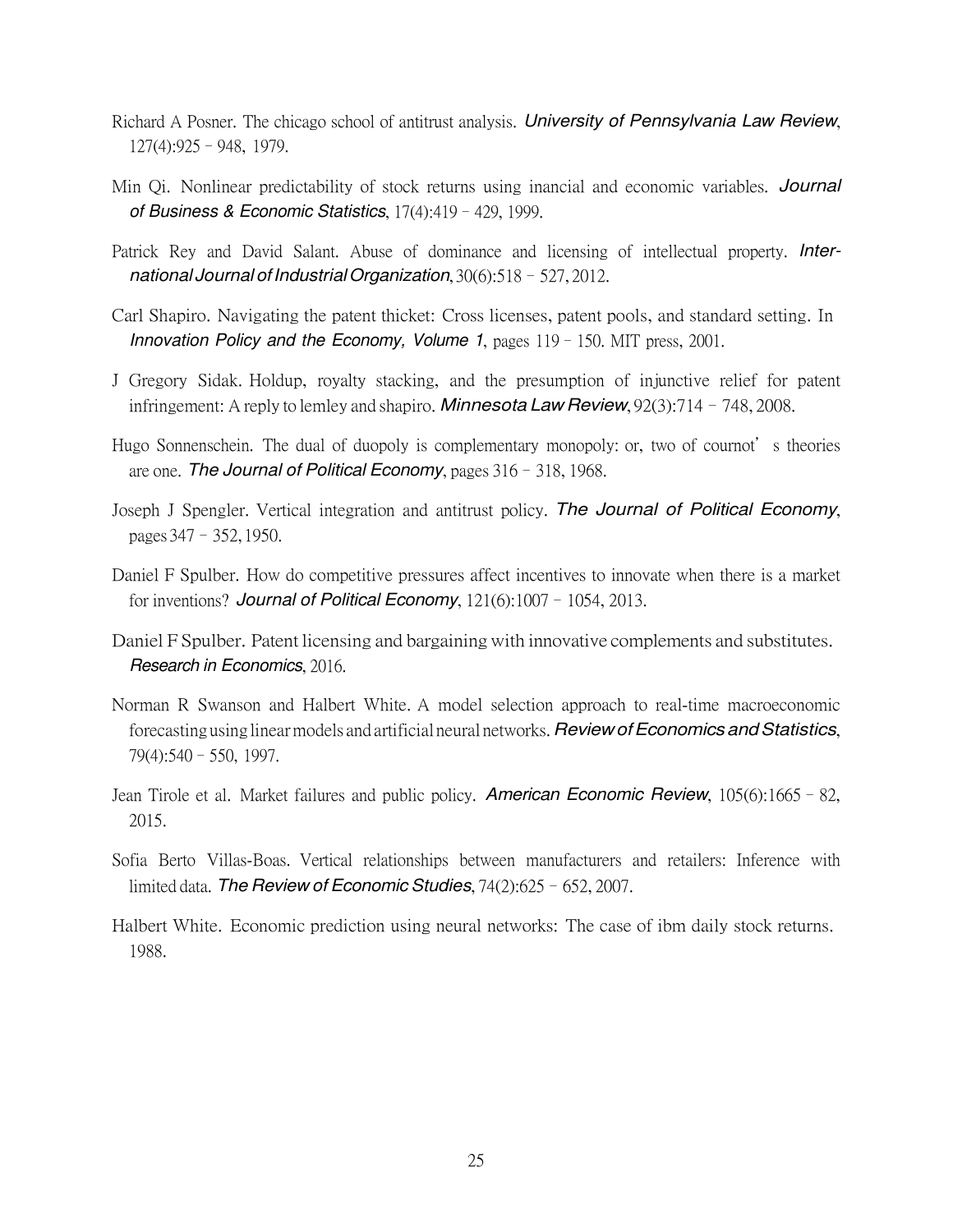Richard A Posner. The chicago school of antitrust analysis. *University of Pennsylvania Law Review*, 127(4):925–948, 1979.

Min Qi. Nonlinear predictability of stock returns using inancial and economic variables. *Journal of Business & Economic Statistics*, 17(4):419–429, 1999.

Patrick Rey and David Salant. Abuse of dominance and licensing of intellectual property. *International Journal of Industrial Organization*, 30(6):518–527, 2012.

Carl Shapiro. Navigating the patent thicket: Cross licenses, patent pools, and standard setting. In *Innovation Policy and the Economy, Volume 1*, pages 119–150. MIT press, 2001.

J Gregory Sidak. Holdup, royalty stacking, and the presumption of injunctive relief for patent infringement: A reply to lemley and shapiro. *Minnesota Law Review*, 92(3):714–748, 2008.

Hugo Sonnenschein. The dual of duopoly is complementary monopoly: or, two of cournot' s theories are one. *The Journal of Political Economy*, pages 316–318, 1968.

Joseph J Spengler. Vertical integration and antitrust policy. *The Journal of Political Economy*, pages 347–352, 1950.

Daniel F Spulber. How do competitive pressures affect incentives to innovate when there is a market for inventions? *Journal of Political Economy*, 121(6):1007–1054, 2013.

Daniel F Spulber. Patent licensing and bargaining with innovative complements and substitutes. *Research in Economics*, 2016.

Norman R Swanson and Halbert White. A model selection approach to real-time macroeconomic forecasting using linear models and artificial neural networks. *Review of Economics and Statistics*, 79(4):540–550, 1997.

Jean Tirole et al. Market failures and public policy. *American Economic Review*, 105(6):1665–82, 2015.

Sofia Berto Villas-Boas. Vertical relationships between manufacturers and retailers: Inference with limited data. *The Review of Economic Studies*, 74(2):625–652, 2007.

Halbert White. Economic prediction using neural networks: The case of ibm daily stock returns. 1988.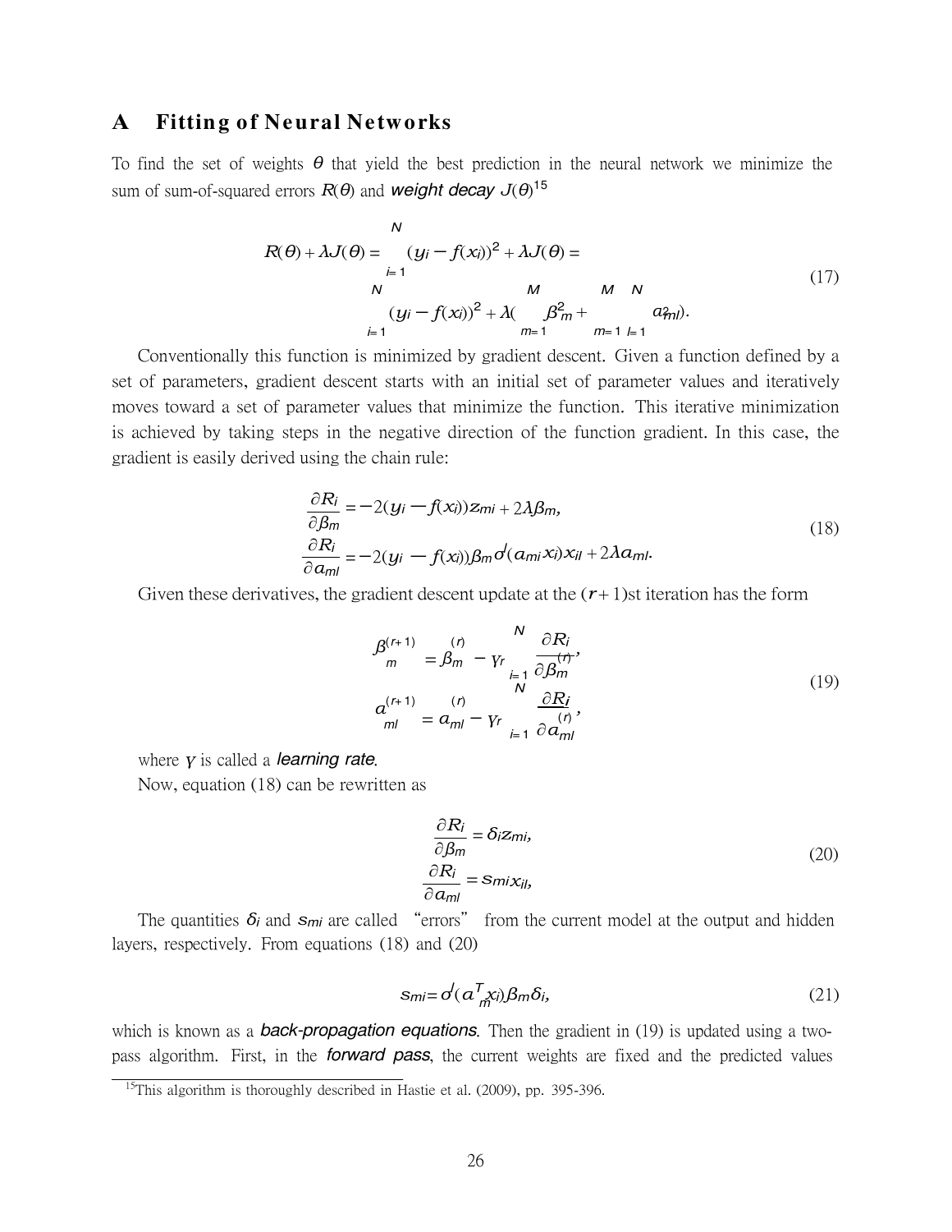# A Fitting of Neural Networks

To find the set of weights $\theta$ that yield the best prediction in the neural network we minimize the sum of sum-of-squared errors $R(\theta)$ and *weight decay* $J(\theta)$[15]

$$
\begin{aligned}
R(\theta) + \lambda J(\theta) &= \sum_{i=1}^{N} (y_i - f(x_i))^2 + \lambda J(\theta) = \\
&\sum_{i=1}^{N} (y_i - f(x_i))^2 + \lambda\Big(\sum_{m=1}^{M} \beta_m^2 + \sum_{m=1}^{M}\sum_{l=1}^{N} \alpha_{ml}^2\Big).
\end{aligned} \tag{17}
$$

Conventionally this function is minimized by gradient descent. Given a function defined by a set of parameters, gradient descent starts with an initial set of parameter values and iteratively moves toward a set of parameter values that minimize the function. This iterative minimization is achieved by taking steps in the negative direction of the function gradient. In this case, the gradient is easily derived using the chain rule:

$$
\begin{aligned}
\frac{\partial R_i}{\partial \beta_m} &= -2(y_i - f(x_i)) z_{mi} + 2\lambda\beta_m, \\
\frac{\partial R_i}{\partial \alpha_{ml}} &= -2(y_i - f(x_i)) \beta_m \sigma'(\alpha_{mi} x_i) x_{il} + 2\lambda\alpha_{ml}.
\end{aligned} \tag{18}
$$

Given these derivatives, the gradient descent update at the $(r+1)$st iteration has the form

$$
\begin{aligned}
\beta_m^{(r+1)} &= \beta_m^{(r)} - \gamma_r \sum_{i=1}^{N} \frac{\partial R_i}{\partial \beta_m^{(r)}}, \\
\alpha_{ml}^{(r+1)} &= \alpha_{ml}^{(r)} - \gamma_r \sum_{i=1}^{N} \frac{\partial R_i}{\partial \alpha_{ml}^{(r)}},
\end{aligned} \tag{19}
$$

where $\gamma$ is called a *learning rate*.

Now, equation (18) can be rewritten as

$$
\begin{aligned}
\frac{\partial R_i}{\partial \beta_m} &= \delta_i z_{mi}, \\
\frac{\partial R_i}{\partial \alpha_{ml}} &= s_{mi} x_{il},
\end{aligned} \tag{20}
$$

The quantities $\delta_i$ and $s_{mi}$ are called "errors" from the current model at the output and hidden layers, respectively. From equations (18) and (20)

$$
s_{mi} = \sigma'(\alpha_m^T x_i) \beta_m \delta_i, \tag{21}
$$

which is known as a *back-propagation equations*. Then the gradient in (19) is updated using a two-pass algorithm. First, in the *forward pass*, the current weights are fixed and the predicted values

[15] This algorithm is thoroughly described in Hastie et al. (2009), pp. 395-396.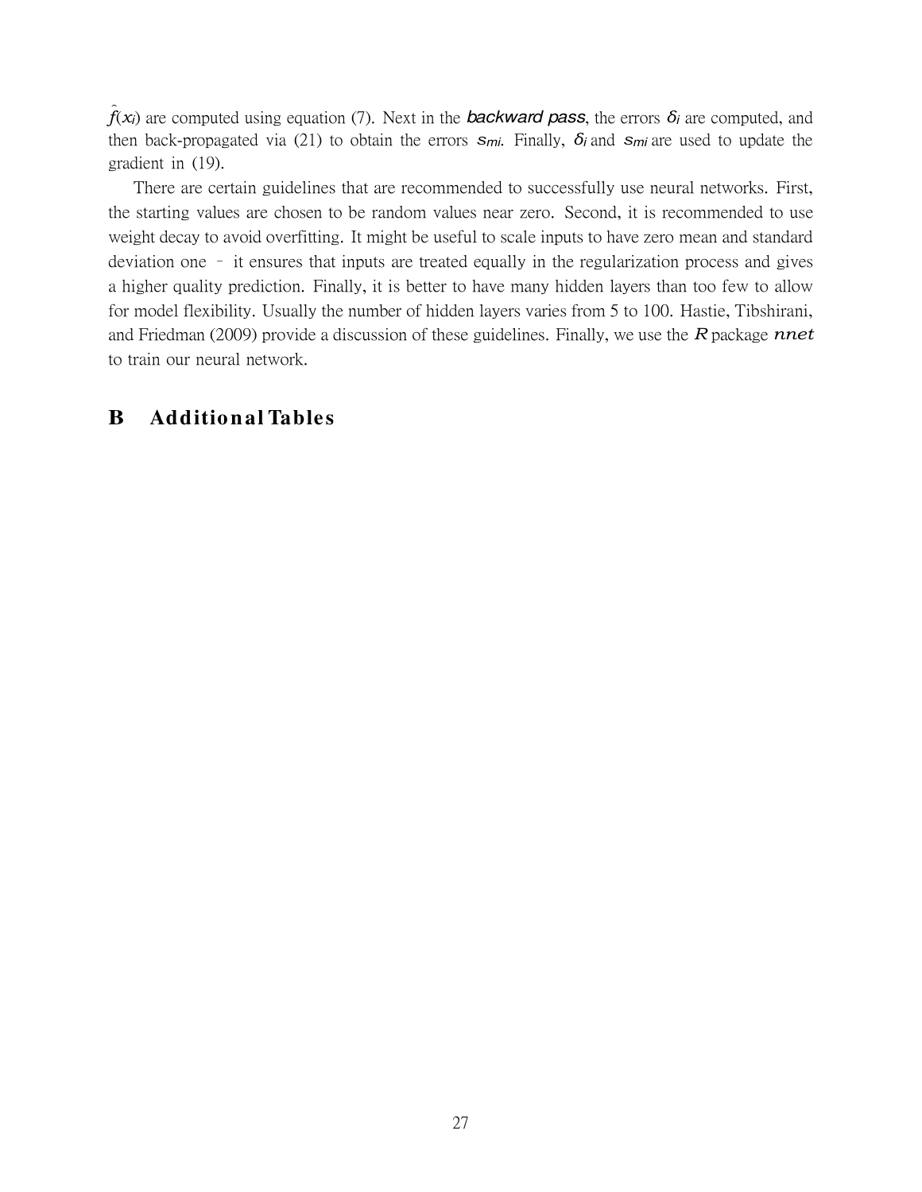$\hat{f}(x_i)$ are computed using equation (7). Next in the ***backward pass***, the errors $\delta_i$ are computed, and then back-propagated via (21) to obtain the errors $s_{mi}$. Finally, $\delta_i$ and $s_{mi}$ are used to update the gradient in (19).

There are certain guidelines that are recommended to successfully use neural networks. First, the starting values are chosen to be random values near zero. Second, it is recommended to use weight decay to avoid overfitting. It might be useful to scale inputs to have zero mean and standard deviation one – it ensures that inputs are treated equally in the regularization process and gives a higher quality prediction. Finally, it is better to have many hidden layers than too few to allow for model flexibility. Usually the number of hidden layers varies from 5 to 100. Hastie, Tibshirani, and Friedman (2009) provide a discussion of these guidelines. Finally, we use the *R* package *nnet* to train our neural network.

# B Additional Tables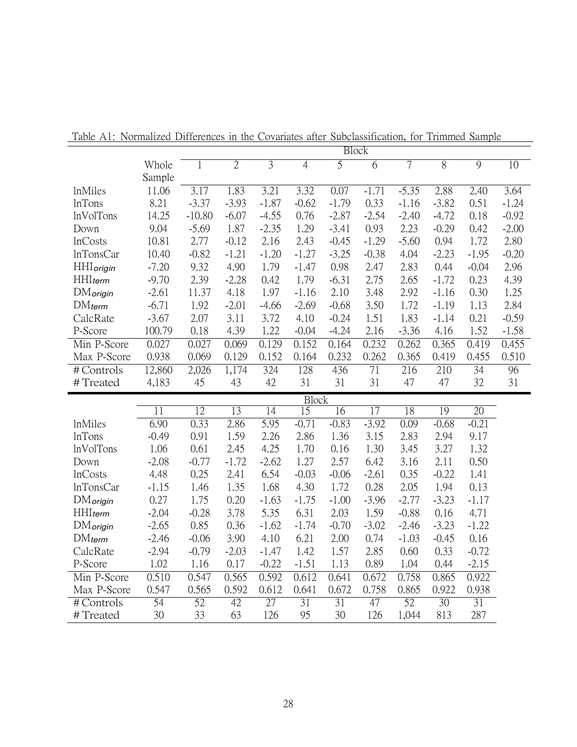Table A1: Normalized Differences in the Covariates after Subclassification, for Trimmed Sample

| | Whole Sample | Block 1 | 2 | 3 | 4 | 5 | 6 | 7 | 8 | 9 | 10 |
|---|---|---|---|---|---|---|---|---|---|---|---|
| lnMiles | 11.06 | 3.17 | 1.83 | 3.21 | 3.32 | 0.07 | -1.71 | -5.35 | 2.88 | 2.40 | 3.64 |
| lnTons | 8.21 | -3.37 | -3.93 | -1.87 | -0.62 | -1.79 | 0.33 | -1.16 | -3.82 | 0.51 | -1.24 |
| lnVolTons | 14.25 | -10.80 | -6.07 | -4.55 | 0.76 | -2.87 | -2.54 | -2.40 | -4.72 | 0.18 | -0.92 |
| Down | 9.04 | -5.69 | 1.87 | -2.35 | 1.29 | -3.41 | 0.93 | 2.23 | -0.29 | 0.42 | -2.00 |
| lnCosts | 10.81 | 2.77 | -0.12 | 2.16 | 2.43 | -0.45 | -1.29 | -5.60 | 0.94 | 1.72 | 2.80 |
| lnTonsCar | 10.40 | -0.82 | -1.21 | -1.20 | -1.27 | -3.25 | -0.38 | 4.04 | -2.23 | -1.95 | -0.20 |
| $HHI_{origin}$ | -7.20 | 9.32 | 4.90 | 1.79 | -1.47 | 0.98 | 2.47 | 2.83 | 0.44 | -0.04 | 2.96 |
| $HHI_{term}$ | -9.70 | 2.39 | -2.28 | 0.42 | 1.79 | -6.31 | 2.75 | 2.65 | -1.72 | 0.23 | 4.39 |
| $DM_{origin}$ | -2.61 | 11.37 | 4.18 | 1.97 | -1.16 | 2.10 | 3.48 | 2.92 | -1.16 | 0.30 | 1.25 |
| $DM_{term}$ | -6.71 | 1.92 | -2.01 | -4.66 | -2.69 | -0.68 | 3.50 | 1.72 | -1.19 | 1.13 | 2.84 |
| CalcRate | -3.67 | 2.07 | 3.11 | 3.72 | 4.10 | -0.24 | 1.51 | 1.83 | -1.14 | 0.21 | -0.59 |
| P-Score | 100.79 | 0.18 | 4.39 | 1.22 | -0.04 | -4.24 | 2.16 | -3.36 | 4.16 | 1.52 | -1.58 |
| Min P-Score | 0.027 | 0.027 | 0.069 | 0.129 | 0.152 | 0.164 | 0.232 | 0.262 | 0.365 | 0.419 | 0.455 |
| Max P-Score | 0.938 | 0.069 | 0.129 | 0.152 | 0.164 | 0.232 | 0.262 | 0.365 | 0.419 | 0.455 | 0.510 |
| # Controls | 12,860 | 2,026 | 1,174 | 324 | 128 | 436 | 71 | 216 | 210 | 34 | 96 |
| # Treated | 4,183 | 45 | 43 | 42 | 31 | 31 | 31 | 47 | 47 | 32 | 31 |

| | Block 11 | 12 | 13 | 14 | 15 | 16 | 17 | 18 | 19 | 20 |
|---|---|---|---|---|---|---|---|---|---|---|
| lnMiles | 6.90 | 0.33 | 2.86 | 5.95 | -0.71 | -0.83 | -3.92 | 0.09 | -0.68 | -0.21 |
| lnTons | -0.49 | 0.91 | 1.59 | 2.26 | 2.86 | 1.36 | 3.15 | 2.83 | 2.94 | 9.17 |
| lnVolTons | 1.06 | 0.61 | 2.45 | 4.25 | 1.70 | 0.16 | 1.30 | 3.45 | 3.27 | 1.32 |
| Down | -2.08 | -0.77 | -1.72 | -2.62 | 1.27 | 2.57 | 6.42 | 3.16 | 2.11 | 0.50 |
| lnCosts | 4.48 | 0.25 | 2.41 | 6.54 | -0.03 | -0.06 | -2.61 | 0.35 | -0.22 | 1.41 |
| lnTonsCar | -1.15 | 1.46 | 1.35 | 1.68 | 4.30 | 1.72 | 0.28 | 2.05 | 1.94 | 0.13 |
| $DM_{origin}$ | 0.27 | 1.75 | 0.20 | -1.63 | -1.75 | -1.00 | -3.96 | -2.77 | -3.23 | -1.17 |
| $HHI_{term}$ | -2.04 | -0.28 | 3.78 | 5.35 | 6.31 | 2.03 | 1.59 | -0.88 | 0.16 | 4.71 |
| $DM_{origin}$ | -2.65 | 0.85 | 0.36 | -1.62 | -1.74 | -0.70 | -3.02 | -2.46 | -3.23 | -1.22 |
| $DM_{term}$ | -2.46 | -0.06 | 3.90 | 4.10 | 6.21 | 2.00 | 0.74 | -1.03 | -0.45 | 0.16 |
| CalcRate | -2.94 | -0.79 | -2.03 | -1.47 | 1.42 | 1.57 | 2.85 | 0.60 | 0.33 | -0.72 |
| P-Score | 1.02 | 1.16 | 0.17 | -0.22 | -1.51 | 1.13 | 0.89 | 1.04 | 0.44 | -2.15 |
| Min P-Score | 0.510 | 0.547 | 0.565 | 0.592 | 0.612 | 0.641 | 0.672 | 0.758 | 0.865 | 0.922 |
| Max P-Score | 0.547 | 0.565 | 0.592 | 0.612 | 0.641 | 0.672 | 0.758 | 0.865 | 0.922 | 0.938 |
| # Controls | 54 | 52 | 42 | 27 | 31 | 31 | 47 | 52 | 30 | 31 |
| # Treated | 30 | 33 | 63 | 126 | 95 | 30 | 126 | 1,044 | 813 | 287 |